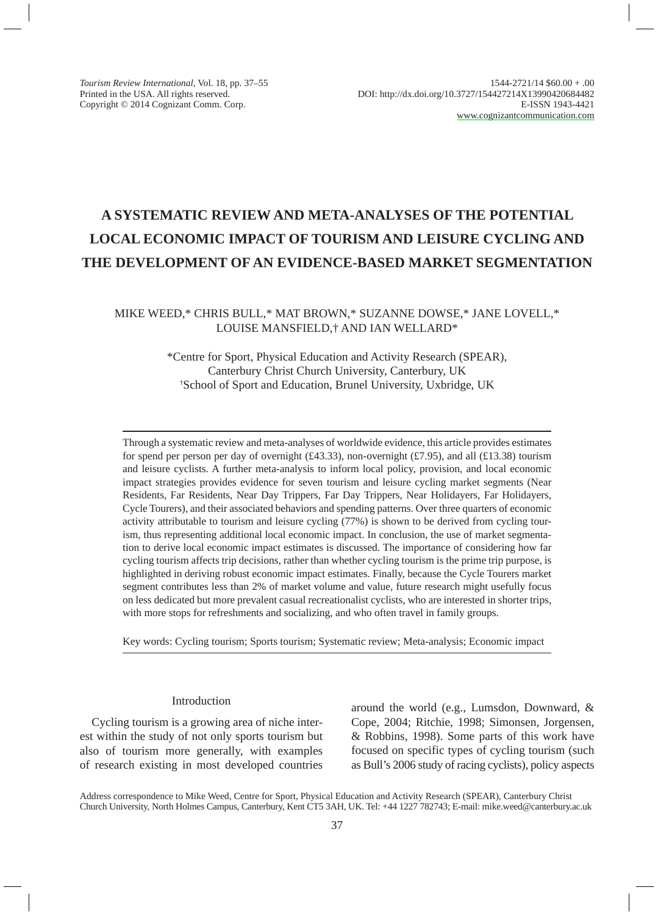# A SYSTEMATIC REVIEW AND META-ANALYSES OF THE POTENTIAL LOCAL ECONOMIC IMPACT OF TOURISM AND LEISURE CYCLING AND THE DEVELOPMENT OF AN EVIDENCE-BASED MARKET SEGMENTATION

MIKE WEED,* CHRIS BULL,* MAT BROWN,* SUZANNE DOWSE,* JANE LOVELL,* LOUISE MANSFIELD,† AND IAN WELLARD*

*Centre for Sport, Physical Education and Activity Research (SPEAR), Canterbury Christ Church University, Canterbury, UK
†School of Sport and Education, Brunel University, Uxbridge, UK

Through a systematic review and meta-analyses of worldwide evidence, this article provides estimates for spend per person per day of overnight (£43.33), non-overnight (£7.95), and all (£13.38) tourism and leisure cyclists. A further meta-analysis to inform local policy, provision, and local economic impact strategies provides evidence for seven tourism and leisure cycling market segments (Near Residents, Far Residents, Near Day Trippers, Far Day Trippers, Near Holidayers, Far Holidayers, Cycle Tourers), and their associated behaviors and spending patterns. Over three quarters of economic activity attributable to tourism and leisure cycling (77%) is shown to be derived from cycling tourism, thus representing additional local economic impact. In conclusion, the use of market segmentation to derive local economic impact estimates is discussed. The importance of considering how far cycling tourism affects trip decisions, rather than whether cycling tourism is the prime trip purpose, is highlighted in deriving robust economic impact estimates. Finally, because the Cycle Tourers market segment contributes less than 2% of market volume and value, future research might usefully focus on less dedicated but more prevalent casual recreationalist cyclists, who are interested in shorter trips, with more stops for refreshments and socializing, and who often travel in family groups.

Key words: Cycling tourism; Sports tourism; Systematic review; Meta-analysis; Economic impact

## Introduction

Cycling tourism is a growing area of niche interest within the study of not only sports tourism but also of tourism more generally, with examples of research existing in most developed countries around the world (e.g., Lumsdon, Downward, & Cope, 2004; Ritchie, 1998; Simonsen, Jorgensen, & Robbins, 1998). Some parts of this work have focused on specific types of cycling tourism (such as Bull's 2006 study of racing cyclists), policy aspects

Address correspondence to Mike Weed, Centre for Sport, Physical Education and Activity Research (SPEAR), Canterbury Christ Church University, North Holmes Campus, Canterbury, Kent CT5 3AH, UK. Tel: +44 1227 782743; E-mail: mike.weed@canterbury.ac.uk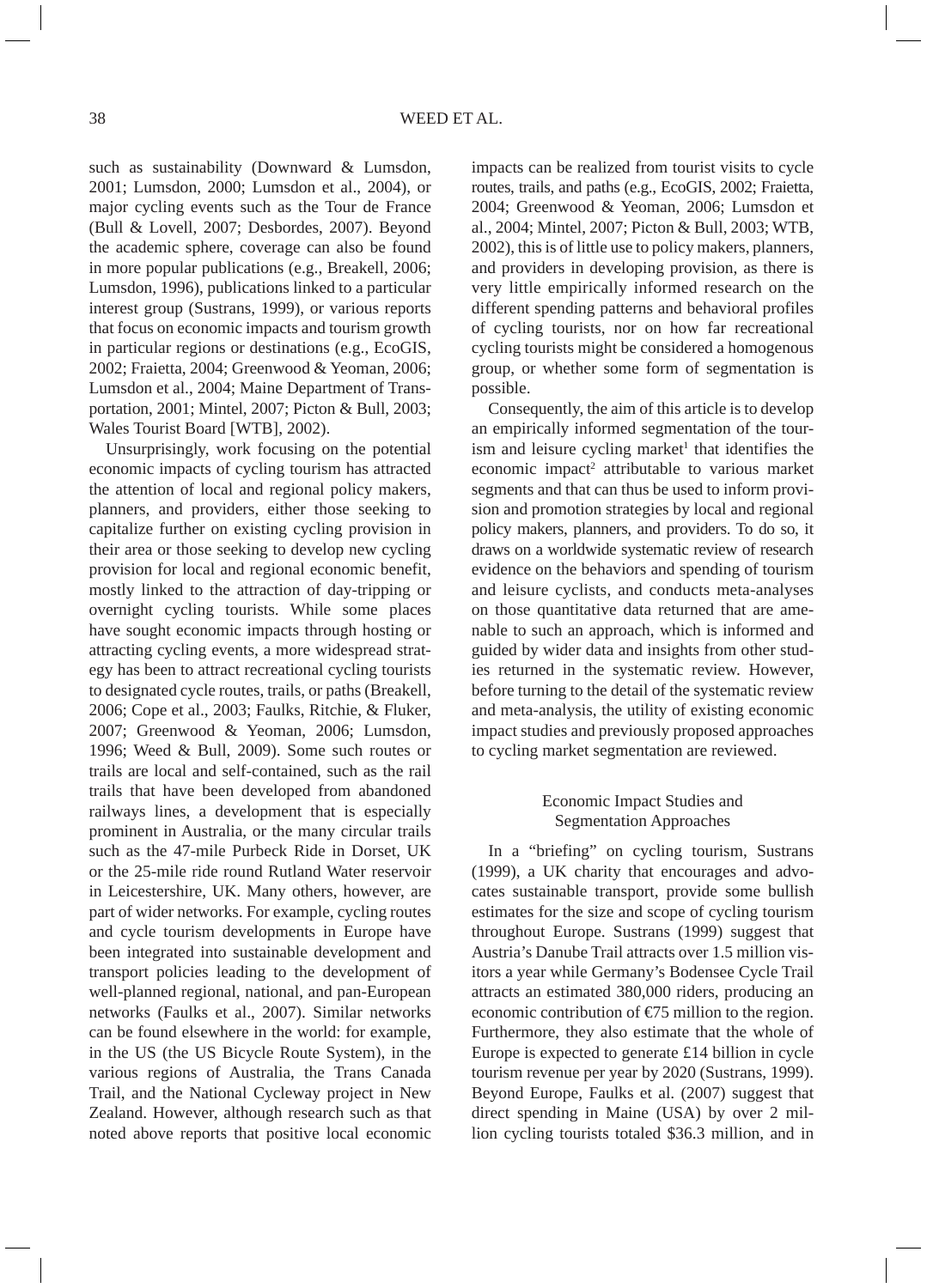such as sustainability (Downward & Lumsdon, 2001; Lumsdon, 2000; Lumsdon et al., 2004), or major cycling events such as the Tour de France (Bull & Lovell, 2007; Desbordes, 2007). Beyond the academic sphere, coverage can also be found in more popular publications (e.g., Breakell, 2006; Lumsdon, 1996), publications linked to a particular interest group (Sustrans, 1999), or various reports that focus on economic impacts and tourism growth in particular regions or destinations (e.g., EcoGIS, 2002; Fraietta, 2004; Greenwood & Yeoman, 2006; Lumsdon et al., 2004; Maine Department of Transportation, 2001; Mintel, 2007; Picton & Bull, 2003; Wales Tourist Board [WTB], 2002).

Unsurprisingly, work focusing on the potential economic impacts of cycling tourism has attracted the attention of local and regional policy makers, planners, and providers, either those seeking to capitalize further on existing cycling provision in their area or those seeking to develop new cycling provision for local and regional economic benefit, mostly linked to the attraction of day-tripping or overnight cycling tourists. While some places have sought economic impacts through hosting or attracting cycling events, a more widespread strategy has been to attract recreational cycling tourists to designated cycle routes, trails, or paths (Breakell, 2006; Cope et al., 2003; Faulks, Ritchie, & Fluker, 2007; Greenwood & Yeoman, 2006; Lumsdon, 1996; Weed & Bull, 2009). Some such routes or trails are local and self-contained, such as the rail trails that have been developed from abandoned railways lines, a development that is especially prominent in Australia, or the many circular trails such as the 47-mile Purbeck Ride in Dorset, UK or the 25-mile ride round Rutland Water reservoir in Leicestershire, UK. Many others, however, are part of wider networks. For example, cycling routes and cycle tourism developments in Europe have been integrated into sustainable development and transport policies leading to the development of well-planned regional, national, and pan-European networks (Faulks et al., 2007). Similar networks can be found elsewhere in the world: for example, in the US (the US Bicycle Route System), in the various regions of Australia, the Trans Canada Trail, and the National Cycleway project in New Zealand. However, although research such as that noted above reports that positive local economic impacts can be realized from tourist visits to cycle routes, trails, and paths (e.g., EcoGIS, 2002; Fraietta, 2004; Greenwood & Yeoman, 2006; Lumsdon et al., 2004; Mintel, 2007; Picton & Bull, 2003; WTB, 2002), this is of little use to policy makers, planners, and providers in developing provision, as there is very little empirically informed research on the different spending patterns and behavioral profiles of cycling tourists, nor on how far recreational cycling tourists might be considered a homogenous group, or whether some form of segmentation is possible.

Consequently, the aim of this article is to develop an empirically informed segmentation of the tourism and leisure cycling market[1] that identifies the economic impact[2] attributable to various market segments and that can thus be used to inform provision and promotion strategies by local and regional policy makers, planners, and providers. To do so, it draws on a worldwide systematic review of research evidence on the behaviors and spending of tourism and leisure cyclists, and conducts meta-analyses on those quantitative data returned that are amenable to such an approach, which is informed and guided by wider data and insights from other studies returned in the systematic review. However, before turning to the detail of the systematic review and meta-analysis, the utility of existing economic impact studies and previously proposed approaches to cycling market segmentation are reviewed.

## Economic Impact Studies and Segmentation Approaches

In a "briefing" on cycling tourism, Sustrans (1999), a UK charity that encourages and advocates sustainable transport, provide some bullish estimates for the size and scope of cycling tourism throughout Europe. Sustrans (1999) suggest that Austria's Danube Trail attracts over 1.5 million visitors a year while Germany's Bodensee Cycle Trail attracts an estimated 380,000 riders, producing an economic contribution of €75 million to the region. Furthermore, they also estimate that the whole of Europe is expected to generate £14 billion in cycle tourism revenue per year by 2020 (Sustrans, 1999). Beyond Europe, Faulks et al. (2007) suggest that direct spending in Maine (USA) by over 2 million cycling tourists totaled $36.3 million, and in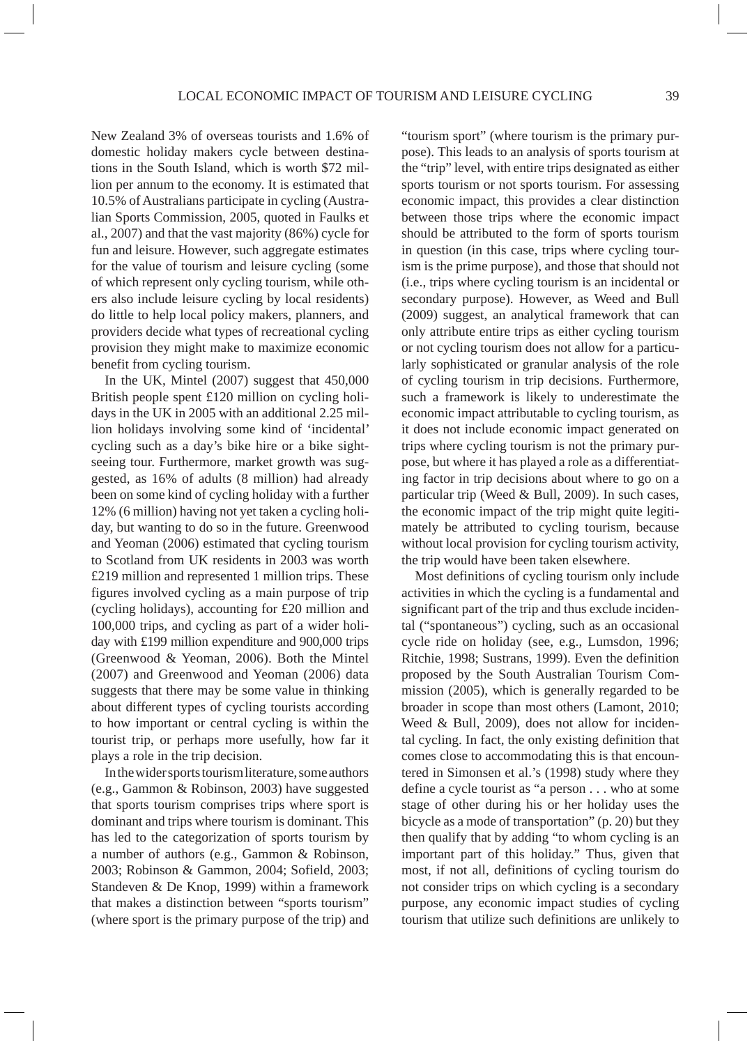New Zealand 3% of overseas tourists and 1.6% of domestic holiday makers cycle between destinations in the South Island, which is worth $72 million per annum to the economy. It is estimated that 10.5% of Australians participate in cycling (Australian Sports Commission, 2005, quoted in Faulks et al., 2007) and that the vast majority (86%) cycle for fun and leisure. However, such aggregate estimates for the value of tourism and leisure cycling (some of which represent only cycling tourism, while others also include leisure cycling by local residents) do little to help local policy makers, planners, and providers decide what types of recreational cycling provision they might make to maximize economic benefit from cycling tourism.

In the UK, Mintel (2007) suggest that 450,000 British people spent £120 million on cycling holidays in the UK in 2005 with an additional 2.25 million holidays involving some kind of 'incidental' cycling such as a day's bike hire or a bike sightseeing tour. Furthermore, market growth was suggested, as 16% of adults (8 million) had already been on some kind of cycling holiday with a further 12% (6 million) having not yet taken a cycling holiday, but wanting to do so in the future. Greenwood and Yeoman (2006) estimated that cycling tourism to Scotland from UK residents in 2003 was worth £219 million and represented 1 million trips. These figures involved cycling as a main purpose of trip (cycling holidays), accounting for £20 million and 100,000 trips, and cycling as part of a wider holiday with £199 million expenditure and 900,000 trips (Greenwood & Yeoman, 2006). Both the Mintel (2007) and Greenwood and Yeoman (2006) data suggests that there may be some value in thinking about different types of cycling tourists according to how important or central cycling is within the tourist trip, or perhaps more usefully, how far it plays a role in the trip decision.

In the wider sports tourism literature, some authors (e.g., Gammon & Robinson, 2003) have suggested that sports tourism comprises trips where sport is dominant and trips where tourism is dominant. This has led to the categorization of sports tourism by a number of authors (e.g., Gammon & Robinson, 2003; Robinson & Gammon, 2004; Sofield, 2003; Standeven & De Knop, 1999) within a framework that makes a distinction between "sports tourism" (where sport is the primary purpose of the trip) and "tourism sport" (where tourism is the primary purpose). This leads to an analysis of sports tourism at the "trip" level, with entire trips designated as either sports tourism or not sports tourism. For assessing economic impact, this provides a clear distinction between those trips where the economic impact should be attributed to the form of sports tourism in question (in this case, trips where cycling tourism is the prime purpose), and those that should not (i.e., trips where cycling tourism is an incidental or secondary purpose). However, as Weed and Bull (2009) suggest, an analytical framework that can only attribute entire trips as either cycling tourism or not cycling tourism does not allow for a particularly sophisticated or granular analysis of the role of cycling tourism in trip decisions. Furthermore, such a framework is likely to underestimate the economic impact attributable to cycling tourism, as it does not include economic impact generated on trips where cycling tourism is not the primary purpose, but where it has played a role as a differentiating factor in trip decisions about where to go on a particular trip (Weed & Bull, 2009). In such cases, the economic impact of the trip might quite legitimately be attributed to cycling tourism, because without local provision for cycling tourism activity, the trip would have been taken elsewhere.

Most definitions of cycling tourism only include activities in which the cycling is a fundamental and significant part of the trip and thus exclude incidental ("spontaneous") cycling, such as an occasional cycle ride on holiday (see, e.g., Lumsdon, 1996; Ritchie, 1998; Sustrans, 1999). Even the definition proposed by the South Australian Tourism Commission (2005), which is generally regarded to be broader in scope than most others (Lamont, 2010; Weed & Bull, 2009), does not allow for incidental cycling. In fact, the only existing definition that comes close to accommodating this is that encountered in Simonsen et al.'s (1998) study where they define a cycle tourist as "a person . . . who at some stage of other during his or her holiday uses the bicycle as a mode of transportation" (p. 20) but they then qualify that by adding "to whom cycling is an important part of this holiday." Thus, given that most, if not all, definitions of cycling tourism do not consider trips on which cycling is a secondary purpose, any economic impact studies of cycling tourism that utilize such definitions are unlikely to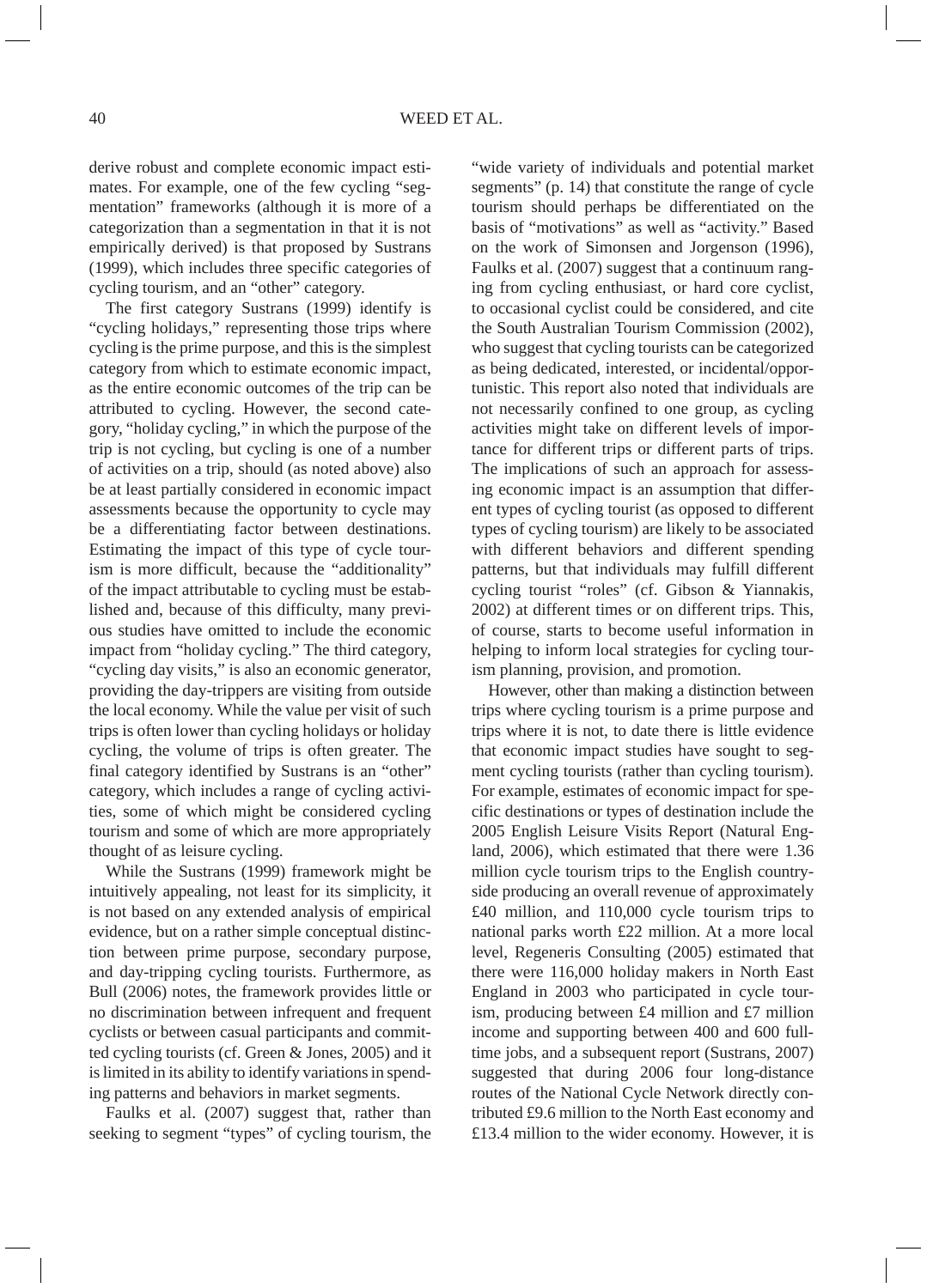derive robust and complete economic impact estimates. For example, one of the few cycling "segmentation" frameworks (although it is more of a categorization than a segmentation in that it is not empirically derived) is that proposed by Sustrans (1999), which includes three specific categories of cycling tourism, and an "other" category.

The first category Sustrans (1999) identify is "cycling holidays," representing those trips where cycling is the prime purpose, and this is the simplest category from which to estimate economic impact, as the entire economic outcomes of the trip can be attributed to cycling. However, the second category, "holiday cycling," in which the purpose of the trip is not cycling, but cycling is one of a number of activities on a trip, should (as noted above) also be at least partially considered in economic impact assessments because the opportunity to cycle may be a differentiating factor between destinations. Estimating the impact of this type of cycle tourism is more difficult, because the "additionality" of the impact attributable to cycling must be established and, because of this difficulty, many previous studies have omitted to include the economic impact from "holiday cycling." The third category, "cycling day visits," is also an economic generator, providing the day-trippers are visiting from outside the local economy. While the value per visit of such trips is often lower than cycling holidays or holiday cycling, the volume of trips is often greater. The final category identified by Sustrans is an "other" category, which includes a range of cycling activities, some of which might be considered cycling tourism and some of which are more appropriately thought of as leisure cycling.

While the Sustrans (1999) framework might be intuitively appealing, not least for its simplicity, it is not based on any extended analysis of empirical evidence, but on a rather simple conceptual distinction between prime purpose, secondary purpose, and day-tripping cycling tourists. Furthermore, as Bull (2006) notes, the framework provides little or no discrimination between infrequent and frequent cyclists or between casual participants and committed cycling tourists (cf. Green & Jones, 2005) and it is limited in its ability to identify variations in spending patterns and behaviors in market segments.

Faulks et al. (2007) suggest that, rather than seeking to segment "types" of cycling tourism, the "wide variety of individuals and potential market segments" (p. 14) that constitute the range of cycle tourism should perhaps be differentiated on the basis of "motivations" as well as "activity." Based on the work of Simonsen and Jorgenson (1996), Faulks et al. (2007) suggest that a continuum ranging from cycling enthusiast, or hard core cyclist, to occasional cyclist could be considered, and cite the South Australian Tourism Commission (2002), who suggest that cycling tourists can be categorized as being dedicated, interested, or incidental/opportunistic. This report also noted that individuals are not necessarily confined to one group, as cycling activities might take on different levels of importance for different trips or different parts of trips. The implications of such an approach for assessing economic impact is an assumption that different types of cycling tourist (as opposed to different types of cycling tourism) are likely to be associated with different behaviors and different spending patterns, but that individuals may fulfill different cycling tourist "roles" (cf. Gibson & Yiannakis, 2002) at different times or on different trips. This, of course, starts to become useful information in helping to inform local strategies for cycling tourism planning, provision, and promotion.

However, other than making a distinction between trips where cycling tourism is a prime purpose and trips where it is not, to date there is little evidence that economic impact studies have sought to segment cycling tourists (rather than cycling tourism). For example, estimates of economic impact for specific destinations or types of destination include the 2005 English Leisure Visits Report (Natural England, 2006), which estimated that there were 1.36 million cycle tourism trips to the English countryside producing an overall revenue of approximately £40 million, and 110,000 cycle tourism trips to national parks worth £22 million. At a more local level, Regeneris Consulting (2005) estimated that there were 116,000 holiday makers in North East England in 2003 who participated in cycle tourism, producing between £4 million and £7 million income and supporting between 400 and 600 full-time jobs, and a subsequent report (Sustrans, 2007) suggested that during 2006 four long-distance routes of the National Cycle Network directly contributed £9.6 million to the North East economy and £13.4 million to the wider economy. However, it is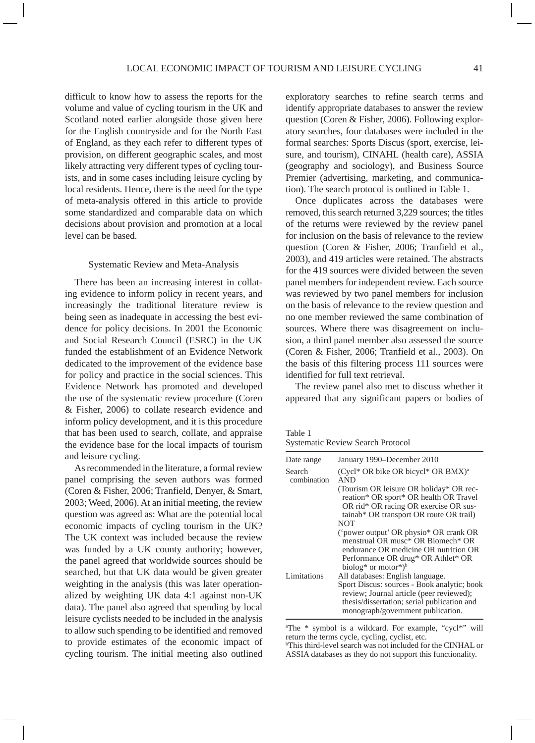difficult to know how to assess the reports for the volume and value of cycling tourism in the UK and Scotland noted earlier alongside those given here for the English countryside and for the North East of England, as they each refer to different types of provision, on different geographic scales, and most likely attracting very different types of cycling tourists, and in some cases including leisure cycling by local residents. Hence, there is the need for the type of meta-analysis offered in this article to provide some standardized and comparable data on which decisions about provision and promotion at a local level can be based.

## Systematic Review and Meta-Analysis

There has been an increasing interest in collating evidence to inform policy in recent years, and increasingly the traditional literature review is being seen as inadequate in accessing the best evidence for policy decisions. In 2001 the Economic and Social Research Council (ESRC) in the UK funded the establishment of an Evidence Network dedicated to the improvement of the evidence base for policy and practice in the social sciences. This Evidence Network has promoted and developed the use of the systematic review procedure (Coren & Fisher, 2006) to collate research evidence and inform policy development, and it is this procedure that has been used to search, collate, and appraise the evidence base for the local impacts of tourism and leisure cycling.

As recommended in the literature, a formal review panel comprising the seven authors was formed (Coren & Fisher, 2006; Tranfield, Denyer, & Smart, 2003; Weed, 2006). At an initial meeting, the review question was agreed as: What are the potential local economic impacts of cycling tourism in the UK? The UK context was included because the review was funded by a UK county authority; however, the panel agreed that worldwide sources should be searched, but that UK data would be given greater weighting in the analysis (this was later operationalized by weighting UK data 4:1 against non-UK data). The panel also agreed that spending by local leisure cyclists needed to be included in the analysis to allow such spending to be identified and removed to provide estimates of the economic impact of cycling tourism. The initial meeting also outlined exploratory searches to refine search terms and identify appropriate databases to answer the review question (Coren & Fisher, 2006). Following exploratory searches, four databases were included in the formal searches: Sports Discus (sport, exercise, leisure, and tourism), CINAHL (health care), ASSIA (geography and sociology), and Business Source Premier (advertising, marketing, and communication). The search protocol is outlined in Table 1.

Once duplicates across the databases were removed, this search returned 3,229 sources; the titles of the returns were reviewed by the review panel for inclusion on the basis of relevance to the review question (Coren & Fisher, 2006; Tranfield et al., 2003), and 419 articles were retained. The abstracts for the 419 sources were divided between the seven panel members for independent review. Each source was reviewed by two panel members for inclusion on the basis of relevance to the review question and no one member reviewed the same combination of sources. Where there was disagreement on inclusion, a third panel member also assessed the source (Coren & Fisher, 2006; Tranfield et al., 2003). On the basis of this filtering process 111 sources were identified for full text retrieval.

The review panel also met to discuss whether it appeared that any significant papers or bodies of

Table 1
Systematic Review Search Protocol

| | |
|---|---|
| Date range | January 1990–December 2010 |
| Search combination | (Cycl* OR bike OR bicycl* OR BMX)[a] AND (Tourism OR leisure OR holiday* OR recreation* OR sport* OR health OR Travel OR rid* OR racing OR exercise OR sustainab* OR transport OR route OR trail) NOT ('power output' OR physio* OR crank OR menstrual OR musc* OR Biomech* OR endurance OR medicine OR nutrition OR Performance OR drug* OR Athlet* OR biolog* or motor*)[b] |
| Limitations | All databases: English language. Sport Discus: sources - Book analytic; book review; Journal article (peer reviewed); thesis/dissertation; serial publication and monograph/government publication. |

[a]The * symbol is a wildcard. For example, "cycl*" will return the terms cycle, cycling, cyclist, etc.
[b]This third-level search was not included for the CINHAL or ASSIA databases as they do not support this functionality.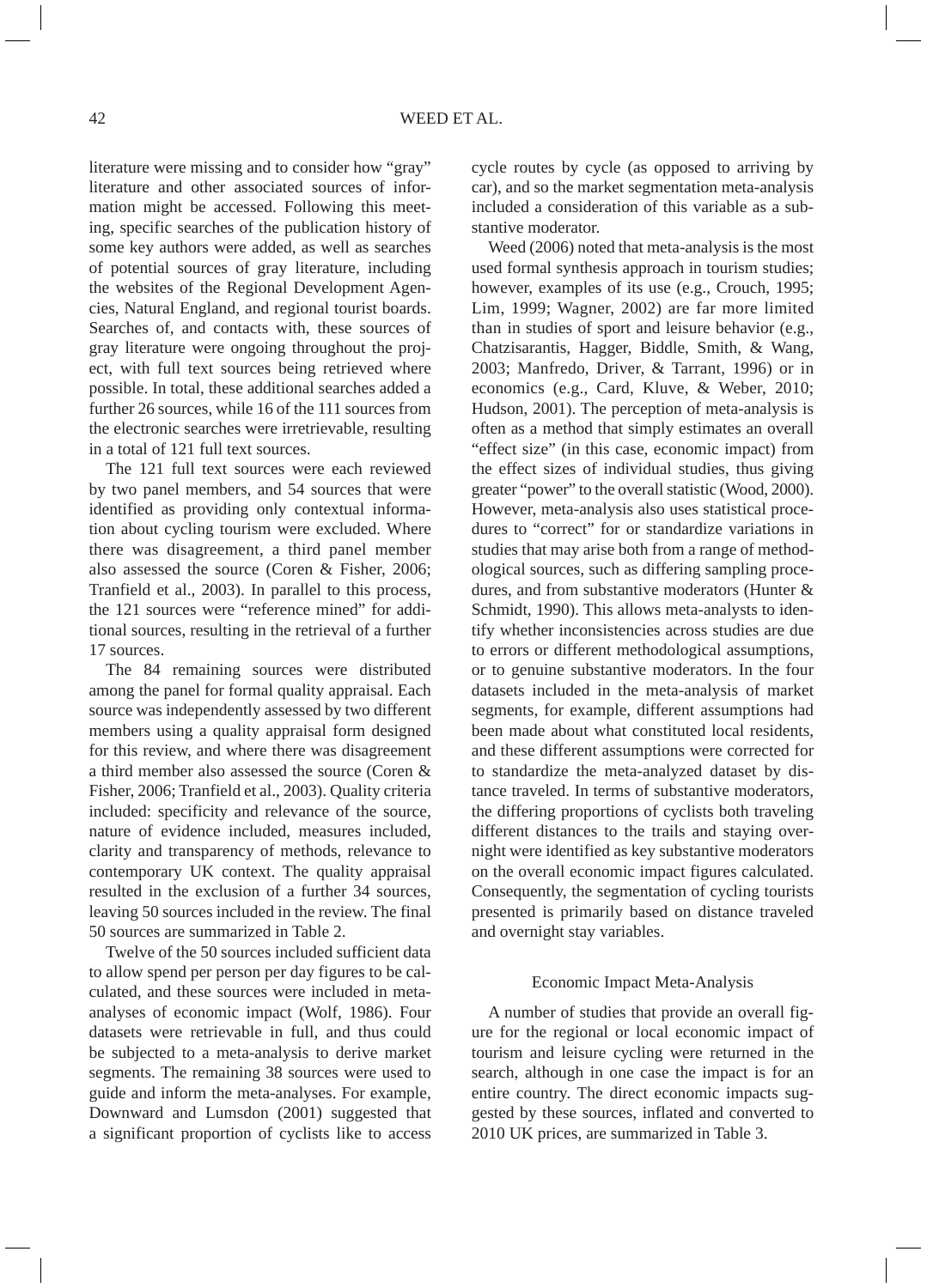literature were missing and to consider how "gray" literature and other associated sources of information might be accessed. Following this meeting, specific searches of the publication history of some key authors were added, as well as searches of potential sources of gray literature, including the websites of the Regional Development Agencies, Natural England, and regional tourist boards. Searches of, and contacts with, these sources of gray literature were ongoing throughout the project, with full text sources being retrieved where possible. In total, these additional searches added a further 26 sources, while 16 of the 111 sources from the electronic searches were irretrievable, resulting in a total of 121 full text sources.

The 121 full text sources were each reviewed by two panel members, and 54 sources that were identified as providing only contextual information about cycling tourism were excluded. Where there was disagreement, a third panel member also assessed the source (Coren & Fisher, 2006; Tranfield et al., 2003). In parallel to this process, the 121 sources were "reference mined" for additional sources, resulting in the retrieval of a further 17 sources.

The 84 remaining sources were distributed among the panel for formal quality appraisal. Each source was independently assessed by two different members using a quality appraisal form designed for this review, and where there was disagreement a third member also assessed the source (Coren & Fisher, 2006; Tranfield et al., 2003). Quality criteria included: specificity and relevance of the source, nature of evidence included, measures included, clarity and transparency of methods, relevance to contemporary UK context. The quality appraisal resulted in the exclusion of a further 34 sources, leaving 50 sources included in the review. The final 50 sources are summarized in Table 2.

Twelve of the 50 sources included sufficient data to allow spend per person per day figures to be calculated, and these sources were included in meta-analyses of economic impact (Wolf, 1986). Four datasets were retrievable in full, and thus could be subjected to a meta-analysis to derive market segments. The remaining 38 sources were used to guide and inform the meta-analyses. For example, Downward and Lumsdon (2001) suggested that a significant proportion of cyclists like to access cycle routes by cycle (as opposed to arriving by car), and so the market segmentation meta-analysis included a consideration of this variable as a substantive moderator.

Weed (2006) noted that meta-analysis is the most used formal synthesis approach in tourism studies; however, examples of its use (e.g., Crouch, 1995; Lim, 1999; Wagner, 2002) are far more limited than in studies of sport and leisure behavior (e.g., Chatzisarantis, Hagger, Biddle, Smith, & Wang, 2003; Manfredo, Driver, & Tarrant, 1996) or in economics (e.g., Card, Kluve, & Weber, 2010; Hudson, 2001). The perception of meta-analysis is often as a method that simply estimates an overall "effect size" (in this case, economic impact) from the effect sizes of individual studies, thus giving greater "power" to the overall statistic (Wood, 2000). However, meta-analysis also uses statistical procedures to "correct" for or standardize variations in studies that may arise both from a range of methodological sources, such as differing sampling procedures, and from substantive moderators (Hunter & Schmidt, 1990). This allows meta-analysts to identify whether inconsistencies across studies are due to errors or different methodological assumptions, or to genuine substantive moderators. In the four datasets included in the meta-analysis of market segments, for example, different assumptions had been made about what constituted local residents, and these different assumptions were corrected for to standardize the meta-analyzed dataset by distance traveled. In terms of substantive moderators, the differing proportions of cyclists both traveling different distances to the trails and staying overnight were identified as key substantive moderators on the overall economic impact figures calculated. Consequently, the segmentation of cycling tourists presented is primarily based on distance traveled and overnight stay variables.

## Economic Impact Meta-Analysis

A number of studies that provide an overall figure for the regional or local economic impact of tourism and leisure cycling were returned in the search, although in one case the impact is for an entire country. The direct economic impacts suggested by these sources, inflated and converted to 2010 UK prices, are summarized in Table 3.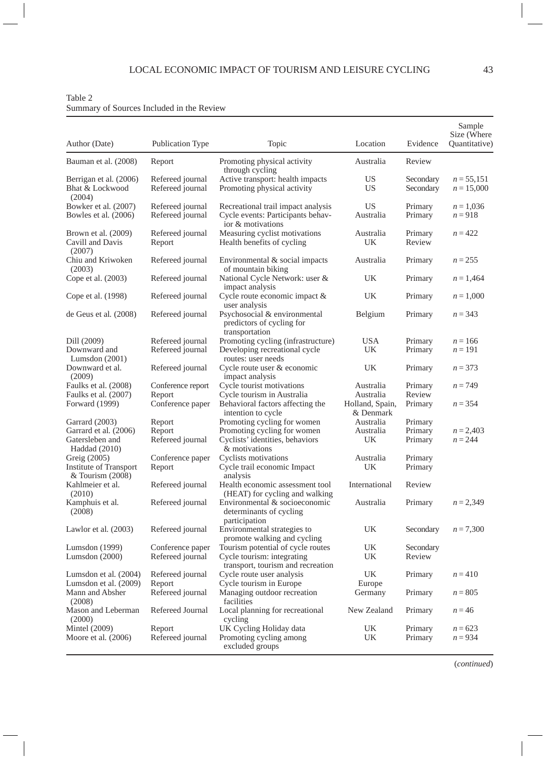Table 2
Summary of Sources Included in the Review

| Author (Date) | Publication Type | Topic | Location | Evidence | Sample Size (Where Quantitative) |
|---|---|---|---|---|---|
| Bauman et al. (2008) | Report | Promoting physical activity through cycling | Australia | Review | |
| Berrigan et al. (2006) | Refereed journal | Active transport: health impacts | US | Secondary | $n = 55{,}151$ |
| Bhat & Lockwood (2004) | Refereed journal | Promoting physical activity | US | Secondary | $n = 15{,}000$ |
| Bowker et al. (2007) | Refereed journal | Recreational trail impact analysis | US | Primary | $n = 1{,}036$ |
| Bowles et al. (2006) | Refereed journal | Cycle events: Participants behavior & motivations | Australia | Primary | $n = 918$ |
| Brown et al. (2009) | Refereed journal | Measuring cyclist motivations | Australia | Primary | $n = 422$ |
| Cavill and Davis (2007) | Report | Health benefits of cycling | UK | Review | |
| Chiu and Kriwoken (2003) | Refereed journal | Environmental & social impacts of mountain biking | Australia | Primary | $n = 255$ |
| Cope et al. (2003) | Refereed journal | National Cycle Network: user & impact analysis | UK | Primary | $n = 1{,}464$ |
| Cope et al. (1998) | Refereed journal | Cycle route economic impact & user analysis | UK | Primary | $n = 1{,}000$ |
| de Geus et al. (2008) | Refereed journal | Psychosocial & environmental predictors of cycling for transportation | Belgium | Primary | $n = 343$ |
| Dill (2009) | Refereed journal | Promoting cycling (infrastructure) | USA | Primary | $n = 166$ |
| Downward and Lumsdon (2001) | Refereed journal | Developing recreational cycle routes: user needs | UK | Primary | $n = 191$ |
| Downward et al. (2009) | Refereed journal | Cycle route user & economic impact analysis | UK | Primary | $n = 373$ |
| Faulks et al. (2008) | Conference report | Cycle tourist motivations | Australia | Primary | $n = 749$ |
| Faulks et al. (2007) | Report | Cycle tourism in Australia | Australia | Review | |
| Forward (1999) | Conference paper | Behavioral factors affecting the intention to cycle | Holland, Spain, & Denmark | Primary | $n = 354$ |
| Garrard (2003) | Report | Promoting cycling for women | Australia | Primary | |
| Garrard et al. (2006) | Report | Promoting cycling for women | Australia | Primary | $n = 2{,}403$ |
| Gatersleben and Haddad (2010) | Refereed journal | Cyclists' identities, behaviors & motivations | UK | Primary | $n = 244$ |
| Greig (2005) | Conference paper | Cyclists motivations | Australia | Primary | |
| Institute of Transport & Tourism (2008) | Report | Cycle trail economic Impact analysis | UK | Primary | |
| Kahlmeier et al. (2010) | Refereed journal | Health economic assessment tool (HEAT) for cycling and walking | International | Review | |
| Kamphuis et al. (2008) | Refereed journal | Environmental & socioeconomic determinants of cycling participation | Australia | Primary | $n = 2{,}349$ |
| Lawlor et al. (2003) | Refereed journal | Environmental strategies to promote walking and cycling | UK | Secondary | $n = 7{,}300$ |
| Lumsdon (1999) | Conference paper | Tourism potential of cycle routes | UK | Secondary | |
| Lumsdon (2000) | Refereed journal | Cycle tourism: integrating transport, tourism and recreation | UK | Review | |
| Lumsdon et al. (2004) | Refereed journal | Cycle route user analysis | UK | Primary | $n = 410$ |
| Lumsdon et al. (2009) | Report | Cycle tourism in Europe | Europe | | |
| Mann and Absher (2008) | Refereed journal | Managing outdoor recreation facilities | Germany | Primary | $n = 805$ |
| Mason and Leberman (2000) | Refereed Journal | Local planning for recreational cycling | New Zealand | Primary | $n = 46$ |
| Mintel (2009) | Report | UK Cycling Holiday data | UK | Primary | $n = 623$ |
| Moore et al. (2006) | Refereed journal | Promoting cycling among excluded groups | UK | Primary | $n = 934$ |

(*continued*)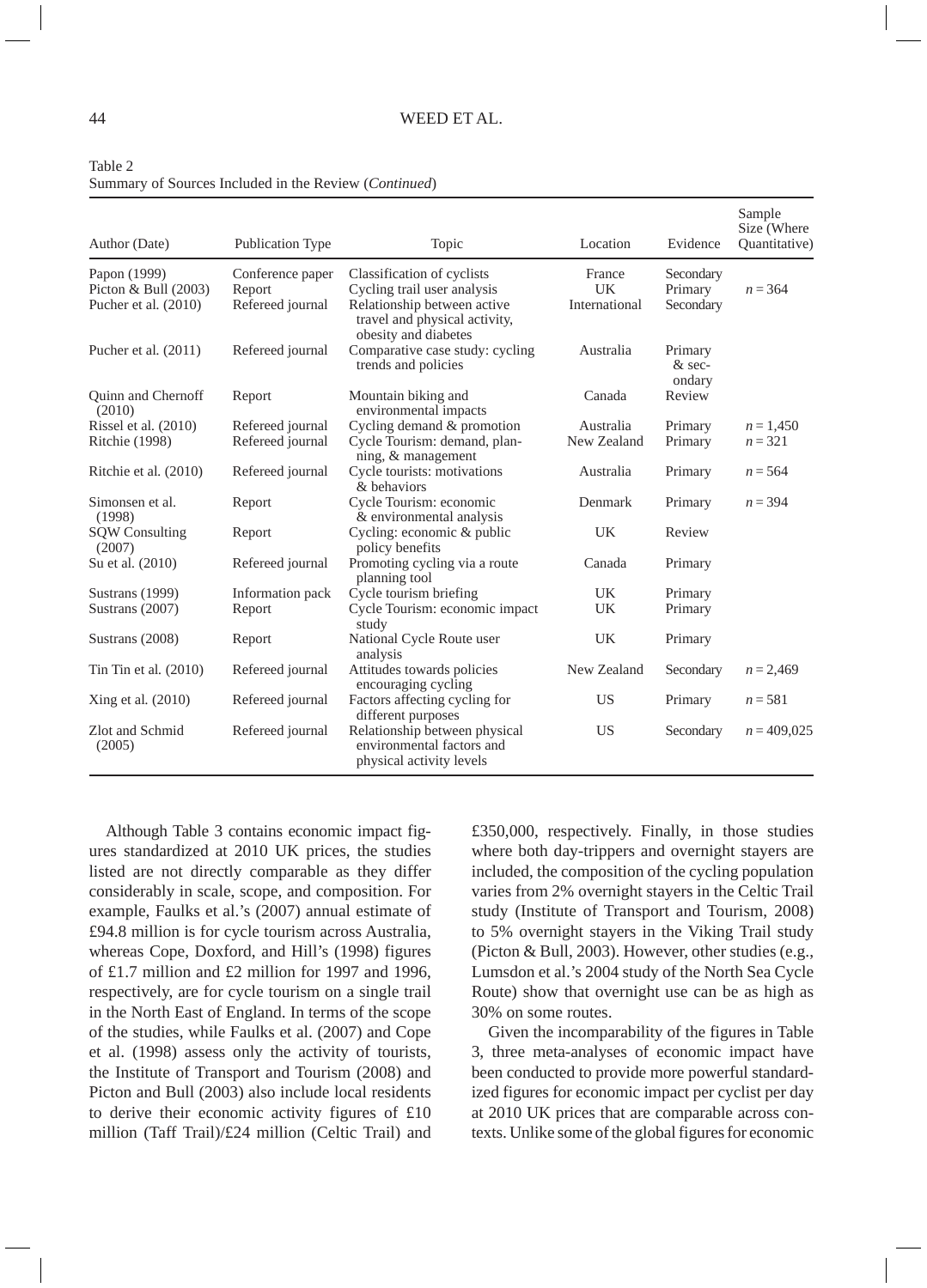Table 2
Summary of Sources Included in the Review (*Continued*)

| Author (Date) | Publication Type | Topic | Location | Evidence | Sample Size (Where Quantitative) |
|---|---|---|---|---|---|
| Papon (1999) | Conference paper | Classification of cyclists | France | Secondary | |
| Picton & Bull (2003) | Report | Cycling trail user analysis | UK | Primary | $n = 364$ |
| Pucher et al. (2010) | Refereed journal | Relationship between active travel and physical activity, obesity and diabetes | International | Secondary | |
| Pucher et al. (2011) | Refereed journal | Comparative case study: cycling trends and policies | Australia | Primary & secondary | |
| Quinn and Chernoff (2010) | Report | Mountain biking and environmental impacts | Canada | Review | |
| Rissel et al. (2010) | Refereed journal | Cycling demand & promotion | Australia | Primary | $n = 1{,}450$ |
| Ritchie (1998) | Refereed journal | Cycle Tourism: demand, planning, & management | New Zealand | Primary | $n = 321$ |
| Ritchie et al. (2010) | Refereed journal | Cycle tourists: motivations & behaviors | Australia | Primary | $n = 564$ |
| Simonsen et al. (1998) | Report | Cycle Tourism: economic & environmental analysis | Denmark | Primary | $n = 394$ |
| SQW Consulting (2007) | Report | Cycling: economic & public policy benefits | UK | Review | |
| Su et al. (2010) | Refereed journal | Promoting cycling via a route planning tool | Canada | Primary | |
| Sustrans (1999) | Information pack | Cycle tourism briefing | UK | Primary | |
| Sustrans (2007) | Report | Cycle Tourism: economic impact study | UK | Primary | |
| Sustrans (2008) | Report | National Cycle Route user analysis | UK | Primary | |
| Tin Tin et al. (2010) | Refereed journal | Attitudes towards policies encouraging cycling | New Zealand | Secondary | $n = 2{,}469$ |
| Xing et al. (2010) | Refereed journal | Factors affecting cycling for different purposes | US | Primary | $n = 581$ |
| Zlot and Schmid (2005) | Refereed journal | Relationship between physical environmental factors and physical activity levels | US | Secondary | $n = 409{,}025$ |

Although Table 3 contains economic impact figures standardized at 2010 UK prices, the studies listed are not directly comparable as they differ considerably in scale, scope, and composition. For example, Faulks et al.'s (2007) annual estimate of £94.8 million is for cycle tourism across Australia, whereas Cope, Doxford, and Hill's (1998) figures of £1.7 million and £2 million for 1997 and 1996, respectively, are for cycle tourism on a single trail in the North East of England. In terms of the scope of the studies, while Faulks et al. (2007) and Cope et al. (1998) assess only the activity of tourists, the Institute of Transport and Tourism (2008) and Picton and Bull (2003) also include local residents to derive their economic activity figures of £10 million (Taff Trail)/£24 million (Celtic Trail) and £350,000, respectively. Finally, in those studies where both day-trippers and overnight stayers are included, the composition of the cycling population varies from 2% overnight stayers in the Celtic Trail study (Institute of Transport and Tourism, 2008) to 5% overnight stayers in the Viking Trail study (Picton & Bull, 2003). However, other studies (e.g., Lumsdon et al.'s 2004 study of the North Sea Cycle Route) show that overnight use can be as high as 30% on some routes.

Given the incomparability of the figures in Table 3, three meta-analyses of economic impact have been conducted to provide more powerful standardized figures for economic impact per cyclist per day at 2010 UK prices that are comparable across contexts. Unlike some of the global figures for economic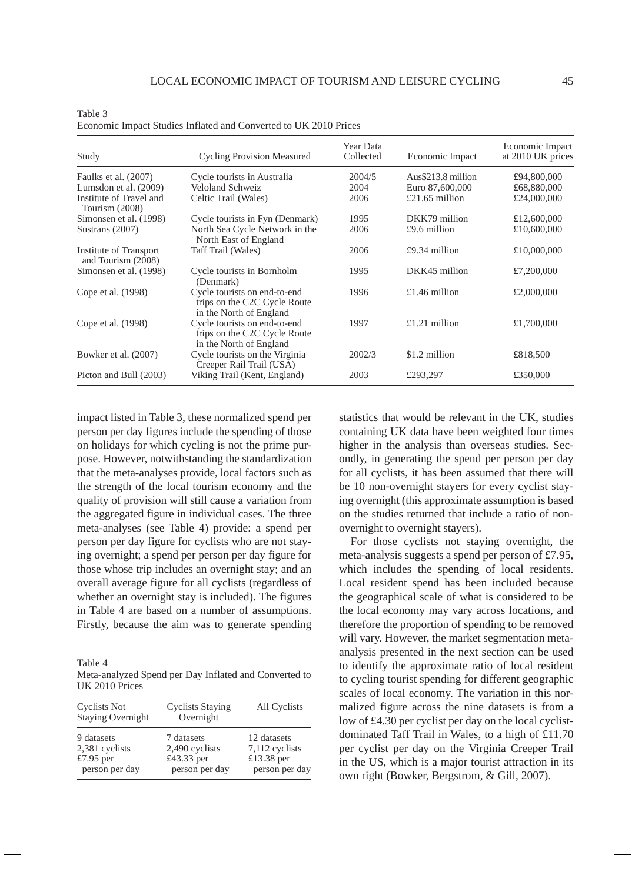Table 3
Economic Impact Studies Inflated and Converted to UK 2010 Prices

| Study | Cycling Provision Measured | Year Data Collected | Economic Impact | Economic Impact at 2010 UK prices |
|---|---|---|---|---|
| Faulks et al. (2007) | Cycle tourists in Australia | 2004/5 | Aus$213.8 million | £94,800,000 |
| Lumsdon et al. (2009) | Veloland Schweiz | 2004 | Euro 87,600,000 | £68,880,000 |
| Institute of Travel and Tourism (2008) | Celtic Trail (Wales) | 2006 | £21.65 million | £24,000,000 |
| Simonsen et al. (1998) | Cycle tourists in Fyn (Denmark) | 1995 | DKK79 million | £12,600,000 |
| Sustrans (2007) | North Sea Cycle Network in the North East of England | 2006 | £9.6 million | £10,600,000 |
| Institute of Transport and Tourism (2008) | Taff Trail (Wales) | 2006 | £9.34 million | £10,000,000 |
| Simonsen et al. (1998) | Cycle tourists in Bornholm (Denmark) | 1995 | DKK45 million | £7,200,000 |
| Cope et al. (1998) | Cycle tourists on end-to-end trips on the C2C Cycle Route in the North of England | 1996 | £1.46 million | £2,000,000 |
| Cope et al. (1998) | Cycle tourists on end-to-end trips on the C2C Cycle Route in the North of England | 1997 | £1.21 million | £1,700,000 |
| Bowker et al. (2007) | Cycle tourists on the Virginia Creeper Rail Trail (USA) | 2002/3 | $1.2 million | £818,500 |
| Picton and Bull (2003) | Viking Trail (Kent, England) | 2003 | £293,297 | £350,000 |

impact listed in Table 3, these normalized spend per person per day figures include the spending of those on holidays for which cycling is not the prime purpose. However, notwithstanding the standardization that the meta-analyses provide, local factors such as the strength of the local tourism economy and the quality of provision will still cause a variation from the aggregated figure in individual cases. The three meta-analyses (see Table 4) provide: a spend per person per day figure for cyclists who are not staying overnight; a spend per person per day figure for those whose trip includes an overnight stay; and an overall average figure for all cyclists (regardless of whether an overnight stay is included). The figures in Table 4 are based on a number of assumptions. Firstly, because the aim was to generate spending statistics that would be relevant in the UK, studies containing UK data have been weighted four times higher in the analysis than overseas studies. Secondly, in generating the spend per person per day for all cyclists, it has been assumed that there will be 10 non-overnight stayers for every cyclist staying overnight (this approximate assumption is based on the studies returned that include a ratio of non-overnight to overnight stayers).

Table 4
Meta-analyzed Spend per Day Inflated and Converted to UK 2010 Prices

| Cyclists Not Staying Overnight | Cyclists Staying Overnight | All Cyclists |
|---|---|---|
| 9 datasets<br>2,381 cyclists<br>£7.95 per person per day | 7 datasets<br>2,490 cyclists<br>£43.33 per person per day | 12 datasets<br>7,112 cyclists<br>£13.38 per person per day |

For those cyclists not staying overnight, the meta-analysis suggests a spend per person of £7.95, which includes the spending of local residents. Local resident spend has been included because the geographical scale of what is considered to be the local economy may vary across locations, and therefore the proportion of spending to be removed will vary. However, the market segmentation meta-analysis presented in the next section can be used to identify the approximate ratio of local resident to cycling tourist spending for different geographic scales of local economy. The variation in this normalized figure across the nine datasets is from a low of £4.30 per cyclist per day on the local cyclist-dominated Taff Trail in Wales, to a high of £11.70 per cyclist per day on the Virginia Creeper Trail in the US, which is a major tourist attraction in its own right (Bowker, Bergstrom, & Gill, 2007).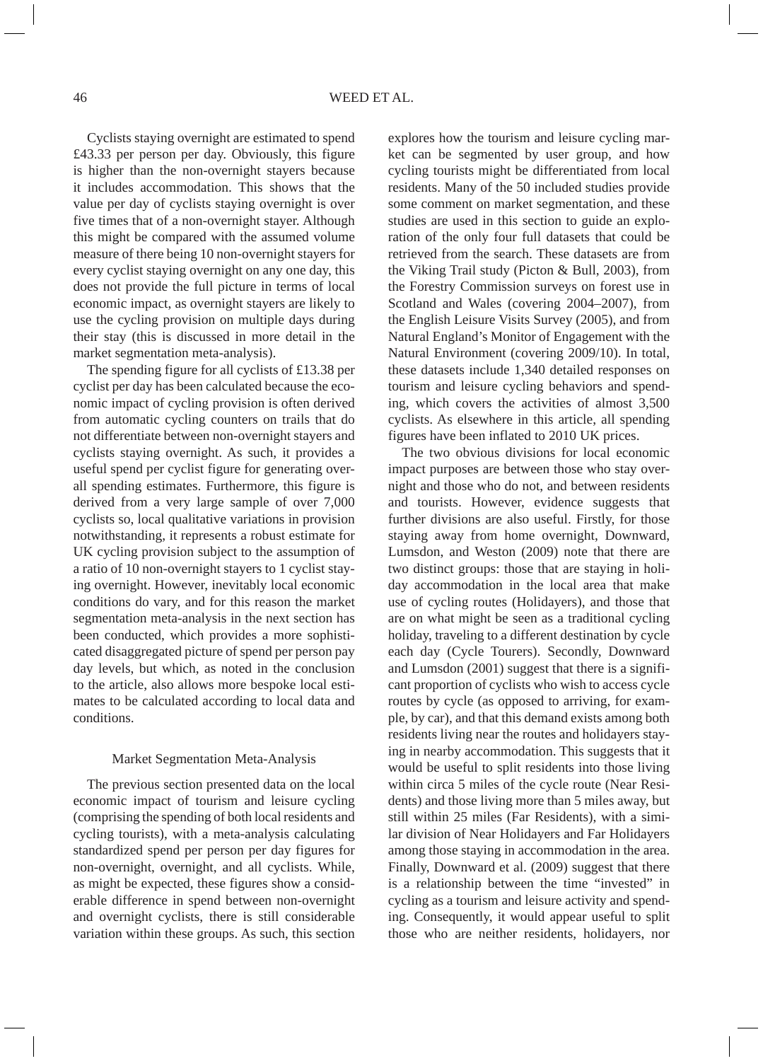Cyclists staying overnight are estimated to spend £43.33 per person per day. Obviously, this figure is higher than the non-overnight stayers because it includes accommodation. This shows that the value per day of cyclists staying overnight is over five times that of a non-overnight stayer. Although this might be compared with the assumed volume measure of there being 10 non-overnight stayers for every cyclist staying overnight on any one day, this does not provide the full picture in terms of local economic impact, as overnight stayers are likely to use the cycling provision on multiple days during their stay (this is discussed in more detail in the market segmentation meta-analysis).

The spending figure for all cyclists of £13.38 per cyclist per day has been calculated because the economic impact of cycling provision is often derived from automatic cycling counters on trails that do not differentiate between non-overnight stayers and cyclists staying overnight. As such, it provides a useful spend per cyclist figure for generating overall spending estimates. Furthermore, this figure is derived from a very large sample of over 7,000 cyclists so, local qualitative variations in provision notwithstanding, it represents a robust estimate for UK cycling provision subject to the assumption of a ratio of 10 non-overnight stayers to 1 cyclist staying overnight. However, inevitably local economic conditions do vary, and for this reason the market segmentation meta-analysis in the next section has been conducted, which provides a more sophisticated disaggregated picture of spend per person pay day levels, but which, as noted in the conclusion to the article, also allows more bespoke local estimates to be calculated according to local data and conditions.

## Market Segmentation Meta-Analysis

The previous section presented data on the local economic impact of tourism and leisure cycling (comprising the spending of both local residents and cycling tourists), with a meta-analysis calculating standardized spend per person per day figures for non-overnight, overnight, and all cyclists. While, as might be expected, these figures show a considerable difference in spend between non-overnight and overnight cyclists, there is still considerable variation within these groups. As such, this section explores how the tourism and leisure cycling market can be segmented by user group, and how cycling tourists might be differentiated from local residents. Many of the 50 included studies provide some comment on market segmentation, and these studies are used in this section to guide an exploration of the only four full datasets that could be retrieved from the search. These datasets are from the Viking Trail study (Picton & Bull, 2003), from the Forestry Commission surveys on forest use in Scotland and Wales (covering 2004–2007), from the English Leisure Visits Survey (2005), and from Natural England's Monitor of Engagement with the Natural Environment (covering 2009/10). In total, these datasets include 1,340 detailed responses on tourism and leisure cycling behaviors and spending, which covers the activities of almost 3,500 cyclists. As elsewhere in this article, all spending figures have been inflated to 2010 UK prices.

The two obvious divisions for local economic impact purposes are between those who stay overnight and those who do not, and between residents and tourists. However, evidence suggests that further divisions are also useful. Firstly, for those staying away from home overnight, Downward, Lumsdon, and Weston (2009) note that there are two distinct groups: those that are staying in holiday accommodation in the local area that make use of cycling routes (Holidayers), and those that are on what might be seen as a traditional cycling holiday, traveling to a different destination by cycle each day (Cycle Tourers). Secondly, Downward and Lumsdon (2001) suggest that there is a significant proportion of cyclists who wish to access cycle routes by cycle (as opposed to arriving, for example, by car), and that this demand exists among both residents living near the routes and holidayers staying in nearby accommodation. This suggests that it would be useful to split residents into those living within circa 5 miles of the cycle route (Near Residents) and those living more than 5 miles away, but still within 25 miles (Far Residents), with a similar division of Near Holidayers and Far Holidayers among those staying in accommodation in the area. Finally, Downward et al. (2009) suggest that there is a relationship between the time "invested" in cycling as a tourism and leisure activity and spending. Consequently, it would appear useful to split those who are neither residents, holidayers, nor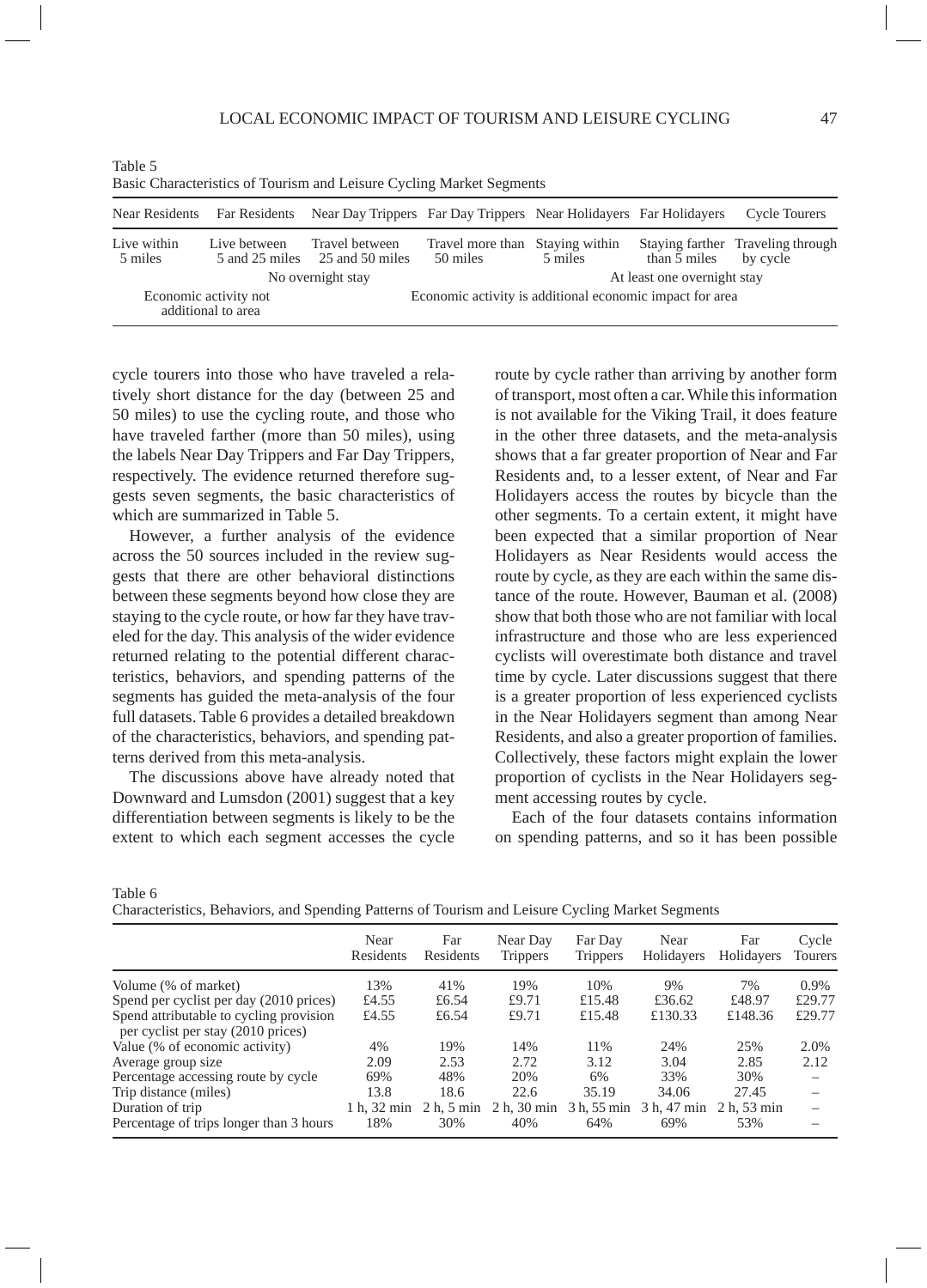Table 5
Basic Characteristics of Tourism and Leisure Cycling Market Segments

| Near Residents | Far Residents | Near Day Trippers | Far Day Trippers | Near Holidayers | Far Holidayers | Cycle Tourers |
|---|---|---|---|---|---|---|
| Live within 5 miles | Live between 5 and 25 miles | Travel between 25 and 50 miles | Travel more than 50 miles | Staying within 5 miles | Staying farther than 5 miles | Traveling through by cycle |
| No overnight stay | | | | At least one overnight stay | | |
| Economic activity not additional to area | | Economic activity is additional economic impact for area | | | | |

cycle tourers into those who have traveled a relatively short distance for the day (between 25 and 50 miles) to use the cycling route, and those who have traveled farther (more than 50 miles), using the labels Near Day Trippers and Far Day Trippers, respectively. The evidence returned therefore suggests seven segments, the basic characteristics of which are summarized in Table 5.

However, a further analysis of the evidence across the 50 sources included in the review suggests that there are other behavioral distinctions between these segments beyond how close they are staying to the cycle route, or how far they have traveled for the day. This analysis of the wider evidence returned relating to the potential different characteristics, behaviors, and spending patterns of the segments has guided the meta-analysis of the four full datasets. Table 6 provides a detailed breakdown of the characteristics, behaviors, and spending patterns derived from this meta-analysis.

The discussions above have already noted that Downward and Lumsdon (2001) suggest that a key differentiation between segments is likely to be the extent to which each segment accesses the cycle route by cycle rather than arriving by another form of transport, most often a car. While this information is not available for the Viking Trail, it does feature in the other three datasets, and the meta-analysis shows that a far greater proportion of Near and Far Residents and, to a lesser extent, of Near and Far Holidayers access the routes by bicycle than the other segments. To a certain extent, it might have been expected that a similar proportion of Near Holidayers as Near Residents would access the route by cycle, as they are each within the same distance of the route. However, Bauman et al. (2008) show that both those who are not familiar with local infrastructure and those who are less experienced cyclists will overestimate both distance and travel time by cycle. Later discussions suggest that there is a greater proportion of less experienced cyclists in the Near Holidayers segment than among Near Residents, and also a greater proportion of families. Collectively, these factors might explain the lower proportion of cyclists in the Near Holidayers segment accessing routes by cycle.

Each of the four datasets contains information on spending patterns, and so it has been possible

Table 6
Characteristics, Behaviors, and Spending Patterns of Tourism and Leisure Cycling Market Segments

| | Near Residents | Far Residents | Near Day Trippers | Far Day Trippers | Near Holidayers | Far Holidayers | Cycle Tourers |
|---|---|---|---|---|---|---|---|
| Volume (% of market) | 13% | 41% | 19% | 10% | 9% | 7% | 0.9% |
| Spend per cyclist per day (2010 prices) | £4.55 | £6.54 | £9.71 | £15.48 | £36.62 | £48.97 | £29.77 |
| Spend attributable to cycling provision per cyclist per stay (2010 prices) | £4.55 | £6.54 | £9.71 | £15.48 | £130.33 | £148.36 | £29.77 |
| Value (% of economic activity) | 4% | 19% | 14% | 11% | 24% | 25% | 2.0% |
| Average group size | 2.09 | 2.53 | 2.72 | 3.12 | 3.04 | 2.85 | 2.12 |
| Percentage accessing route by cycle | 69% | 48% | 20% | 6% | 33% | 30% | – |
| Trip distance (miles) | 13.8 | 18.6 | 22.6 | 35.19 | 34.06 | 27.45 | – |
| Duration of trip | 1 h, 32 min | 2 h, 5 min | 2 h, 30 min | 3 h, 55 min | 3 h, 47 min | 2 h, 53 min | – |
| Percentage of trips longer than 3 hours | 18% | 30% | 40% | 64% | 69% | 53% | – |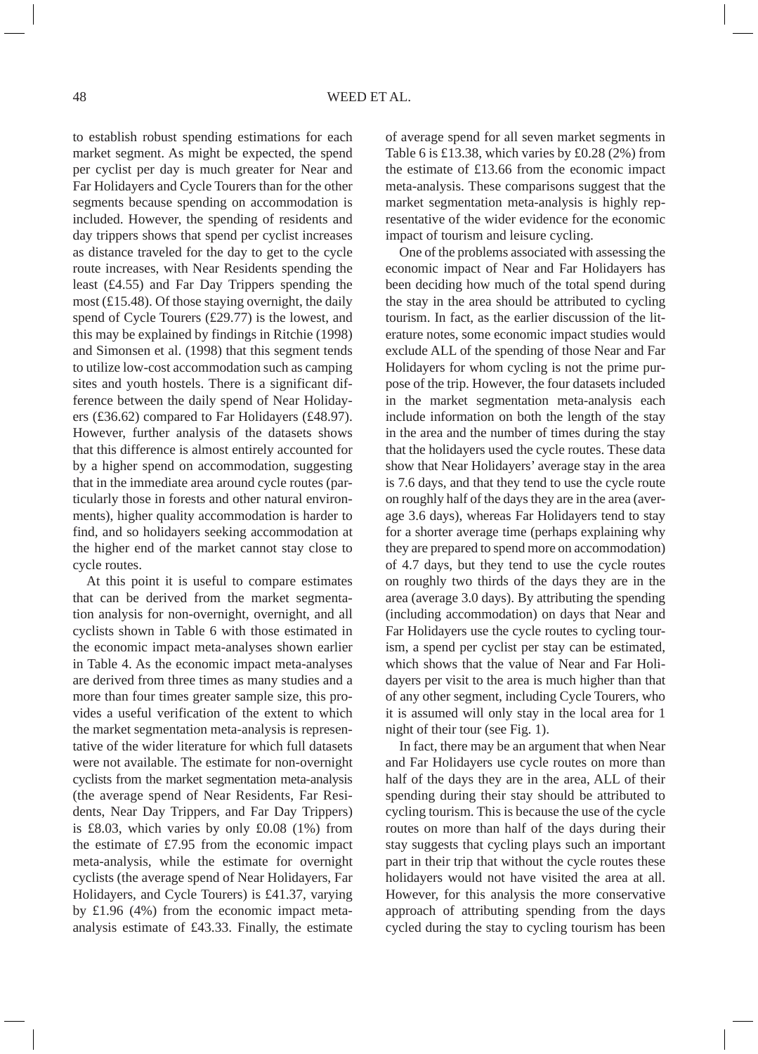to establish robust spending estimations for each market segment. As might be expected, the spend per cyclist per day is much greater for Near and Far Holidayers and Cycle Tourers than for the other segments because spending on accommodation is included. However, the spending of residents and day trippers shows that spend per cyclist increases as distance traveled for the day to get to the cycle route increases, with Near Residents spending the least (£4.55) and Far Day Trippers spending the most (£15.48). Of those staying overnight, the daily spend of Cycle Tourers (£29.77) is the lowest, and this may be explained by findings in Ritchie (1998) and Simonsen et al. (1998) that this segment tends to utilize low-cost accommodation such as camping sites and youth hostels. There is a significant difference between the daily spend of Near Holidayers (£36.62) compared to Far Holidayers (£48.97). However, further analysis of the datasets shows that this difference is almost entirely accounted for by a higher spend on accommodation, suggesting that in the immediate area around cycle routes (particularly those in forests and other natural environments), higher quality accommodation is harder to find, and so holidayers seeking accommodation at the higher end of the market cannot stay close to cycle routes.

At this point it is useful to compare estimates that can be derived from the market segmentation analysis for non-overnight, overnight, and all cyclists shown in Table 6 with those estimated in the economic impact meta-analyses shown earlier in Table 4. As the economic impact meta-analyses are derived from three times as many studies and a more than four times greater sample size, this provides a useful verification of the extent to which the market segmentation meta-analysis is representative of the wider literature for which full datasets were not available. The estimate for non-overnight cyclists from the market segmentation meta-analysis (the average spend of Near Residents, Far Residents, Near Day Trippers, and Far Day Trippers) is £8.03, which varies by only £0.08 (1%) from the estimate of £7.95 from the economic impact meta-analysis, while the estimate for overnight cyclists (the average spend of Near Holidayers, Far Holidayers, and Cycle Tourers) is £41.37, varying by £1.96 (4%) from the economic impact meta-analysis estimate of £43.33. Finally, the estimate of average spend for all seven market segments in Table 6 is £13.38, which varies by £0.28 (2%) from the estimate of £13.66 from the economic impact meta-analysis. These comparisons suggest that the market segmentation meta-analysis is highly representative of the wider evidence for the economic impact of tourism and leisure cycling.

One of the problems associated with assessing the economic impact of Near and Far Holidayers has been deciding how much of the total spend during the stay in the area should be attributed to cycling tourism. In fact, as the earlier discussion of the literature notes, some economic impact studies would exclude ALL of the spending of those Near and Far Holidayers for whom cycling is not the prime purpose of the trip. However, the four datasets included in the market segmentation meta-analysis each include information on both the length of the stay in the area and the number of times during the stay that the holidayers used the cycle routes. These data show that Near Holidayers' average stay in the area is 7.6 days, and that they tend to use the cycle route on roughly half of the days they are in the area (average 3.6 days), whereas Far Holidayers tend to stay for a shorter average time (perhaps explaining why they are prepared to spend more on accommodation) of 4.7 days, but they tend to use the cycle routes on roughly two thirds of the days they are in the area (average 3.0 days). By attributing the spending (including accommodation) on days that Near and Far Holidayers use the cycle routes to cycling tourism, a spend per cyclist per stay can be estimated, which shows that the value of Near and Far Holidayers per visit to the area is much higher than that of any other segment, including Cycle Tourers, who it is assumed will only stay in the local area for 1 night of their tour (see Fig. 1).

In fact, there may be an argument that when Near and Far Holidayers use cycle routes on more than half of the days they are in the area, ALL of their spending during their stay should be attributed to cycling tourism. This is because the use of the cycle routes on more than half of the days during their stay suggests that cycling plays such an important part in their trip that without the cycle routes these holidayers would not have visited the area at all. However, for this analysis the more conservative approach of attributing spending from the days cycled during the stay to cycling tourism has been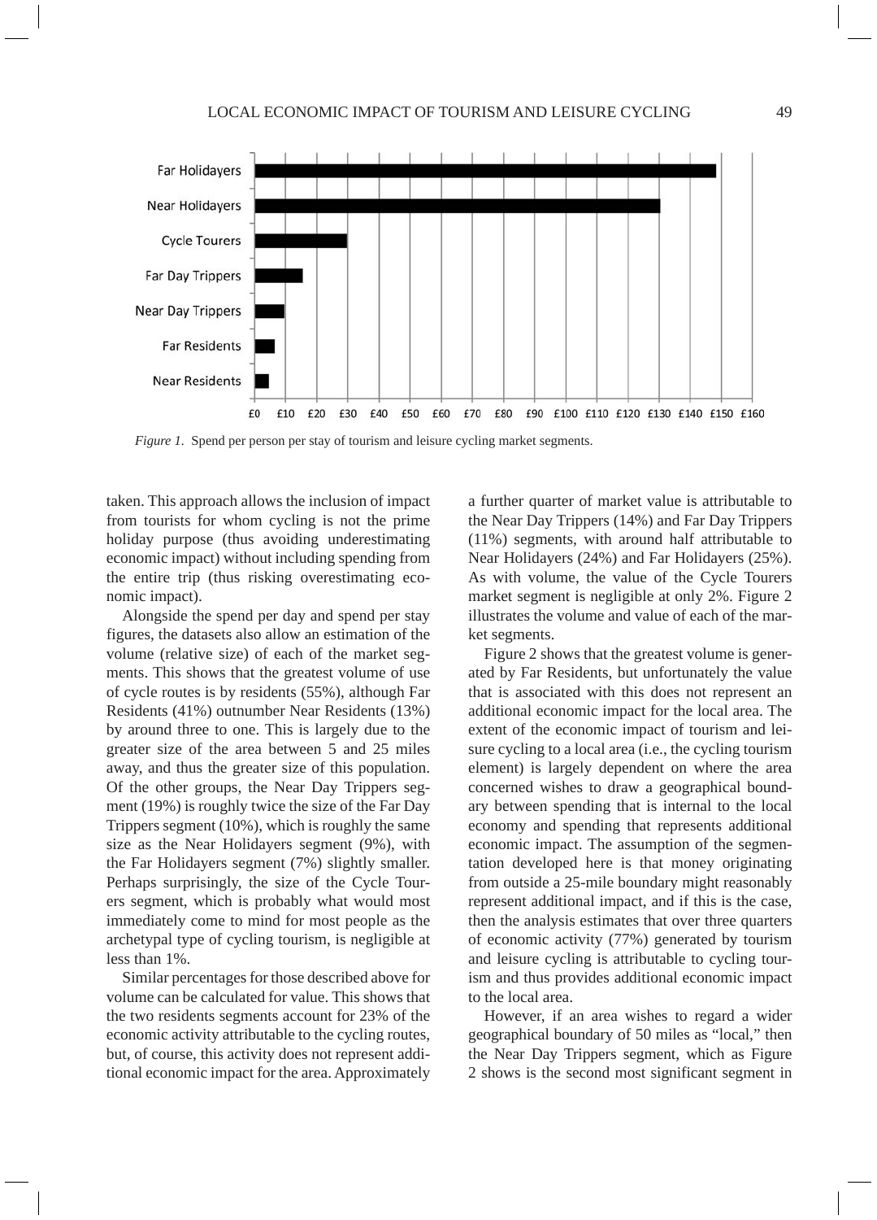*Figure 1.* Spend per person per stay of tourism and leisure cycling market segments.

taken. This approach allows the inclusion of impact from tourists for whom cycling is not the prime holiday purpose (thus avoiding underestimating economic impact) without including spending from the entire trip (thus risking overestimating economic impact).

Alongside the spend per day and spend per stay figures, the datasets also allow an estimation of the volume (relative size) of each of the market segments. This shows that the greatest volume of use of cycle routes is by residents (55%), although Far Residents (41%) outnumber Near Residents (13%) by around three to one. This is largely due to the greater size of the area between 5 and 25 miles away, and thus the greater size of this population. Of the other groups, the Near Day Trippers segment (19%) is roughly twice the size of the Far Day Trippers segment (10%), which is roughly the same size as the Near Holidayers segment (9%), with the Far Holidayers segment (7%) slightly smaller. Perhaps surprisingly, the size of the Cycle Tourers segment, which is probably what would most immediately come to mind for most people as the archetypal type of cycling tourism, is negligible at less than 1%.

Similar percentages for those described above for volume can be calculated for value. This shows that the two residents segments account for 23% of the economic activity attributable to the cycling routes, but, of course, this activity does not represent additional economic impact for the area. Approximately a further quarter of market value is attributable to the Near Day Trippers (14%) and Far Day Trippers (11%) segments, with around half attributable to Near Holidayers (24%) and Far Holidayers (25%). As with volume, the value of the Cycle Tourers market segment is negligible at only 2%. Figure 2 illustrates the volume and value of each of the market segments.

Figure 2 shows that the greatest volume is generated by Far Residents, but unfortunately the value that is associated with this does not represent an additional economic impact for the local area. The extent of the economic impact of tourism and leisure cycling to a local area (i.e., the cycling tourism element) is largely dependent on where the area concerned wishes to draw a geographical boundary between spending that is internal to the local economy and spending that represents additional economic impact. The assumption of the segmentation developed here is that money originating from outside a 25-mile boundary might reasonably represent additional impact, and if this is the case, then the analysis estimates that over three quarters of economic activity (77%) generated by tourism and leisure cycling is attributable to cycling tourism and thus provides additional economic impact to the local area.

However, if an area wishes to regard a wider geographical boundary of 50 miles as "local," then the Near Day Trippers segment, which as Figure 2 shows is the second most significant segment in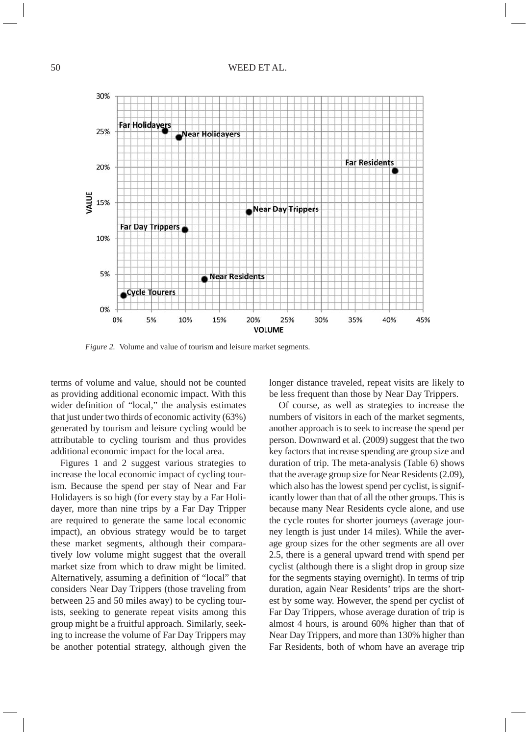*Figure 2.* Volume and value of tourism and leisure market segments.

terms of volume and value, should not be counted as providing additional economic impact. With this wider definition of "local," the analysis estimates that just under two thirds of economic activity (63%) generated by tourism and leisure cycling would be attributable to cycling tourism and thus provides additional economic impact for the local area.

Figures 1 and 2 suggest various strategies to increase the local economic impact of cycling tourism. Because the spend per stay of Near and Far Holidayers is so high (for every stay by a Far Holidayer, more than nine trips by a Far Day Tripper are required to generate the same local economic impact), an obvious strategy would be to target these market segments, although their comparatively low volume might suggest that the overall market size from which to draw might be limited. Alternatively, assuming a definition of "local" that considers Near Day Trippers (those traveling from between 25 and 50 miles away) to be cycling tourists, seeking to generate repeat visits among this group might be a fruitful approach. Similarly, seeking to increase the volume of Far Day Trippers may be another potential strategy, although given the longer distance traveled, repeat visits are likely to be less frequent than those by Near Day Trippers.

Of course, as well as strategies to increase the numbers of visitors in each of the market segments, another approach is to seek to increase the spend per person. Downward et al. (2009) suggest that the two key factors that increase spending are group size and duration of trip. The meta-analysis (Table 6) shows that the average group size for Near Residents (2.09), which also has the lowest spend per cyclist, is significantly lower than that of all the other groups. This is because many Near Residents cycle alone, and use the cycle routes for shorter journeys (average journey length is just under 14 miles). While the average group sizes for the other segments are all over 2.5, there is a general upward trend with spend per cyclist (although there is a slight drop in group size for the segments staying overnight). In terms of trip duration, again Near Residents' trips are the shortest by some way. However, the spend per cyclist of Far Day Trippers, whose average duration of trip is almost 4 hours, is around 60% higher than that of Near Day Trippers, and more than 130% higher than Far Residents, both of whom have an average trip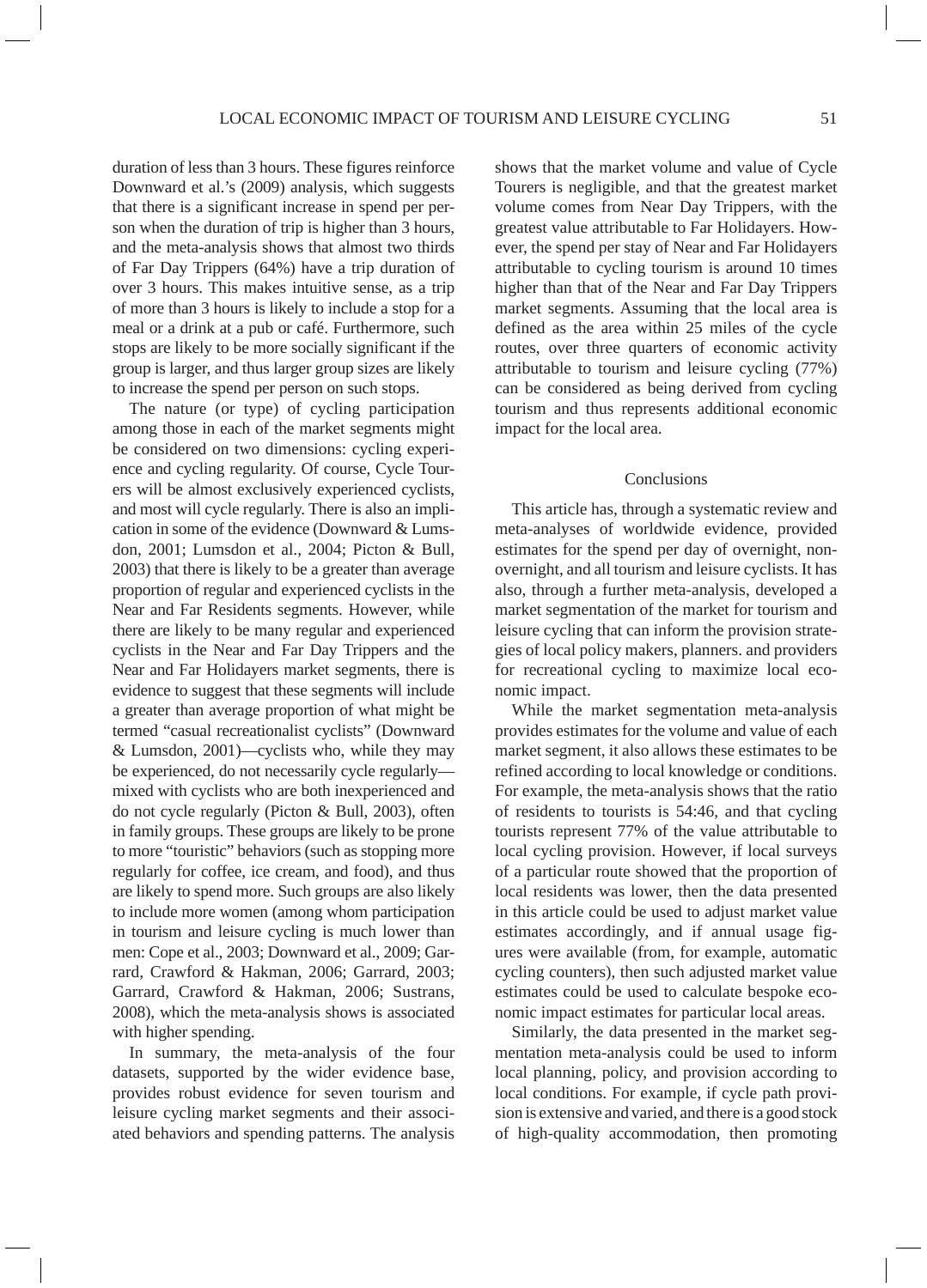duration of less than 3 hours. These figures reinforce Downward et al.'s (2009) analysis, which suggests that there is a significant increase in spend per person when the duration of trip is higher than 3 hours, and the meta-analysis shows that almost two thirds of Far Day Trippers (64%) have a trip duration of over 3 hours. This makes intuitive sense, as a trip of more than 3 hours is likely to include a stop for a meal or a drink at a pub or café. Furthermore, such stops are likely to be more socially significant if the group is larger, and thus larger group sizes are likely to increase the spend per person on such stops.

The nature (or type) of cycling participation among those in each of the market segments might be considered on two dimensions: cycling experience and cycling regularity. Of course, Cycle Tourers will be almost exclusively experienced cyclists, and most will cycle regularly. There is also an implication in some of the evidence (Downward & Lumsdon, 2001; Lumsdon et al., 2004; Picton & Bull, 2003) that there is likely to be a greater than average proportion of regular and experienced cyclists in the Near and Far Residents segments. However, while there are likely to be many regular and experienced cyclists in the Near and Far Day Trippers and the Near and Far Holidayers market segments, there is evidence to suggest that these segments will include a greater than average proportion of what might be termed "casual recreationalist cyclists" (Downward & Lumsdon, 2001)—cyclists who, while they may be experienced, do not necessarily cycle regularly—mixed with cyclists who are both inexperienced and do not cycle regularly (Picton & Bull, 2003), often in family groups. These groups are likely to be prone to more "touristic" behaviors (such as stopping more regularly for coffee, ice cream, and food), and thus are likely to spend more. Such groups are also likely to include more women (among whom participation in tourism and leisure cycling is much lower than men: Cope et al., 2003; Downward et al., 2009; Garrard, Crawford & Hakman, 2006; Garrard, 2003; Garrard, Crawford & Hakman, 2006; Sustrans, 2008), which the meta-analysis shows is associated with higher spending.

In summary, the meta-analysis of the four datasets, supported by the wider evidence base, provides robust evidence for seven tourism and leisure cycling market segments and their associated behaviors and spending patterns. The analysis shows that the market volume and value of Cycle Tourers is negligible, and that the greatest market volume comes from Near Day Trippers, with the greatest value attributable to Far Holidayers. However, the spend per stay of Near and Far Holidayers attributable to cycling tourism is around 10 times higher than that of the Near and Far Day Trippers market segments. Assuming that the local area is defined as the area within 25 miles of the cycle routes, over three quarters of economic activity attributable to tourism and leisure cycling (77%) can be considered as being derived from cycling tourism and thus represents additional economic impact for the local area.

## Conclusions

This article has, through a systematic review and meta-analyses of worldwide evidence, provided estimates for the spend per day of overnight, non-overnight, and all tourism and leisure cyclists. It has also, through a further meta-analysis, developed a market segmentation of the market for tourism and leisure cycling that can inform the provision strategies of local policy makers, planners. and providers for recreational cycling to maximize local economic impact.

While the market segmentation meta-analysis provides estimates for the volume and value of each market segment, it also allows these estimates to be refined according to local knowledge or conditions. For example, the meta-analysis shows that the ratio of residents to tourists is 54:46, and that cycling tourists represent 77% of the value attributable to local cycling provision. However, if local surveys of a particular route showed that the proportion of local residents was lower, then the data presented in this article could be used to adjust market value estimates accordingly, and if annual usage figures were available (from, for example, automatic cycling counters), then such adjusted market value estimates could be used to calculate bespoke economic impact estimates for particular local areas.

Similarly, the data presented in the market segmentation meta-analysis could be used to inform local planning, policy, and provision according to local conditions. For example, if cycle path provision is extensive and varied, and there is a good stock of high-quality accommodation, then promoting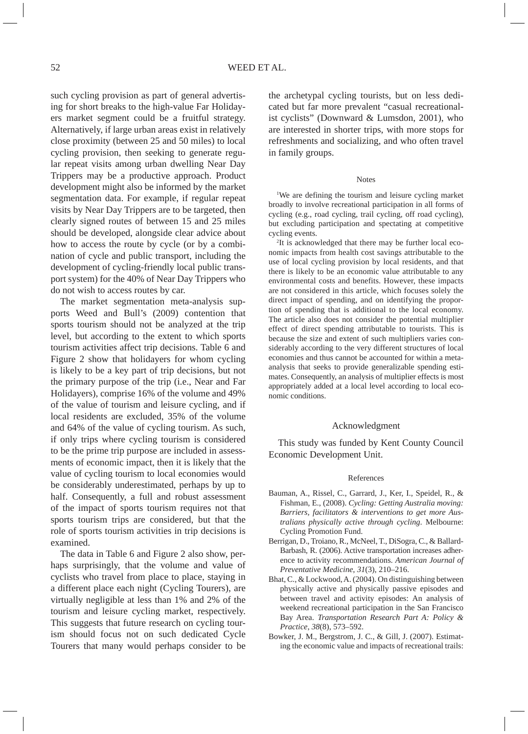such cycling provision as part of general advertising for short breaks to the high-value Far Holidayers market segment could be a fruitful strategy. Alternatively, if large urban areas exist in relatively close proximity (between 25 and 50 miles) to local cycling provision, then seeking to generate regular repeat visits among urban dwelling Near Day Trippers may be a productive approach. Product development might also be informed by the market segmentation data. For example, if regular repeat visits by Near Day Trippers are to be targeted, then clearly signed routes of between 15 and 25 miles should be developed, alongside clear advice about how to access the route by cycle (or by a combination of cycle and public transport, including the development of cycling-friendly local public transport system) for the 40% of Near Day Trippers who do not wish to access routes by car.

The market segmentation meta-analysis supports Weed and Bull's (2009) contention that sports tourism should not be analyzed at the trip level, but according to the extent to which sports tourism activities affect trip decisions. Table 6 and Figure 2 show that holidayers for whom cycling is likely to be a key part of trip decisions, but not the primary purpose of the trip (i.e., Near and Far Holidayers), comprise 16% of the volume and 49% of the value of tourism and leisure cycling, and if local residents are excluded, 35% of the volume and 64% of the value of cycling tourism. As such, if only trips where cycling tourism is considered to be the prime trip purpose are included in assessments of economic impact, then it is likely that the value of cycling tourism to local economies would be considerably underestimated, perhaps by up to half. Consequently, a full and robust assessment of the impact of sports tourism requires not that sports tourism trips are considered, but that the role of sports tourism activities in trip decisions is examined.

The data in Table 6 and Figure 2 also show, perhaps surprisingly, that the volume and value of cyclists who travel from place to place, staying in a different place each night (Cycling Tourers), are virtually negligible at less than 1% and 2% of the tourism and leisure cycling market, respectively. This suggests that future research on cycling tourism should focus not on such dedicated Cycle Tourers that many would perhaps consider to be the archetypal cycling tourists, but on less dedicated but far more prevalent "casual recreationalist cyclists" (Downward & Lumsdon, 2001), who are interested in shorter trips, with more stops for refreshments and socializing, and who often travel in family groups.

## Notes

[1]We are defining the tourism and leisure cycling market broadly to involve recreational participation in all forms of cycling (e.g., road cycling, trail cycling, off road cycling), but excluding participation and spectating at competitive cycling events.

[2]It is acknowledged that there may be further local economic impacts from health cost savings attributable to the use of local cycling provision by local residents, and that there is likely to be an economic value attributable to any environmental costs and benefits. However, these impacts are not considered in this article, which focuses solely the direct impact of spending, and on identifying the proportion of spending that is additional to the local economy. The article also does not consider the potential multiplier effect of direct spending attributable to tourists. This is because the size and extent of such multipliers varies considerably according to the very different structures of local economies and thus cannot be accounted for within a meta-analysis that seeks to provide generalizable spending estimates. Consequently, an analysis of multiplier effects is most appropriately added at a local level according to local economic conditions.

## Acknowledgment

This study was funded by Kent County Council Economic Development Unit.

## References

Bauman, A., Rissel, C., Garrard, J., Ker, I., Speidel, R., & Fishman, E., (2008). *Cycling: Getting Australia moving: Barriers, facilitators & interventions to get more Australians physically active through cycling*. Melbourne: Cycling Promotion Fund.

Berrigan, D., Troiano, R., McNeel, T., DiSogra, C., & Ballard-Barbash, R. (2006). Active transportation increases adherence to activity recommendations. *American Journal of Preventative Medicine*, *31*(3), 210–216.

Bhat, C., & Lockwood, A. (2004). On distinguishing between physically active and physically passive episodes and between travel and activity episodes: An analysis of weekend recreational participation in the San Francisco Bay Area. *Transportation Research Part A: Policy & Practice*, *38*(8), 573–592.

Bowker, J. M., Bergstrom, J. C., & Gill, J. (2007). Estimating the economic value and impacts of recreational trails: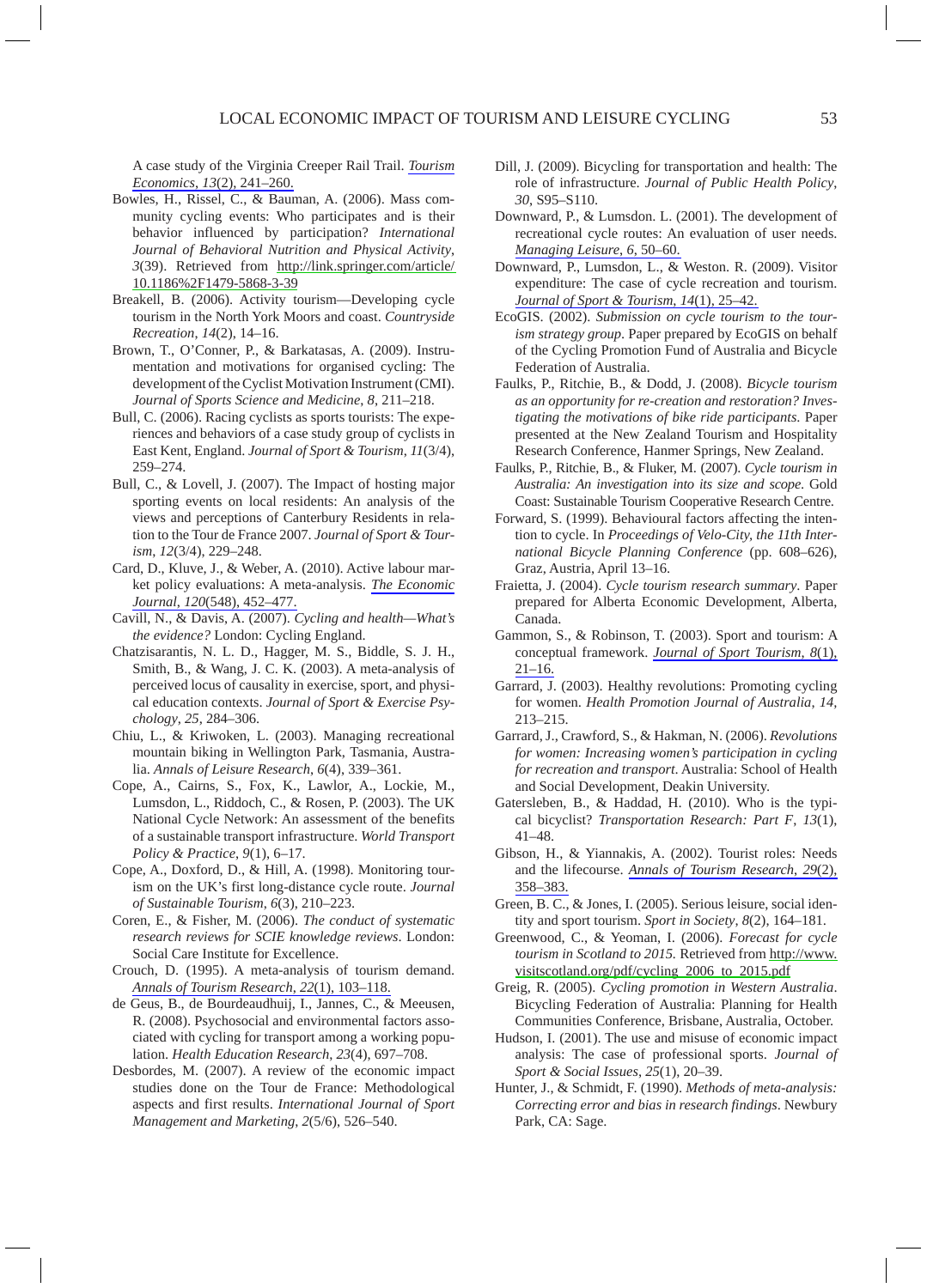A case study of the Virginia Creeper Rail Trail. *Tourism Economics, 13*(2), 241–260.

Bowles, H., Rissel, C., & Bauman, A. (2006). Mass community cycling events: Who participates and is their behavior influenced by participation? *International Journal of Behavioral Nutrition and Physical Activity, 3*(39). Retrieved from http://link.springer.com/article/10.1186%2F1479-5868-3-39

Breakell, B. (2006). Activity tourism—Developing cycle tourism in the North York Moors and coast. *Countryside Recreation, 14*(2), 14–16.

Brown, T., O'Conner, P., & Barkatasas, A. (2009). Instrumentation and motivations for organised cycling: The development of the Cyclist Motivation Instrument (CMI). *Journal of Sports Science and Medicine, 8*, 211–218.

Bull, C. (2006). Racing cyclists as sports tourists: The experiences and behaviors of a case study group of cyclists in East Kent, England. *Journal of Sport & Tourism, 11*(3/4), 259–274.

Bull, C., & Lovell, J. (2007). The Impact of hosting major sporting events on local residents: An analysis of the views and perceptions of Canterbury Residents in relation to the Tour de France 2007. *Journal of Sport & Tourism, 12*(3/4), 229–248.

Card, D., Kluve, J., & Weber, A. (2010). Active labour market policy evaluations: A meta-analysis. *The Economic Journal, 120*(548), 452–477.

Cavill, N., & Davis, A. (2007). *Cycling and health—What's the evidence?* London: Cycling England.

Chatzisarantis, N. L. D., Hagger, M. S., Biddle, S. J. H., Smith, B., & Wang, J. C. K. (2003). A meta-analysis of perceived locus of causality in exercise, sport, and physical education contexts. *Journal of Sport & Exercise Psychology, 25*, 284–306.

Chiu, L., & Kriwoken, L. (2003). Managing recreational mountain biking in Wellington Park, Tasmania, Australia. *Annals of Leisure Research, 6*(4), 339–361.

Cope, A., Cairns, S., Fox, K., Lawlor, A., Lockie, M., Lumsdon, L., Riddoch, C., & Rosen, P. (2003). The UK National Cycle Network: An assessment of the benefits of a sustainable transport infrastructure. *World Transport Policy & Practice, 9*(1), 6–17.

Cope, A., Doxford, D., & Hill, A. (1998). Monitoring tourism on the UK's first long-distance cycle route. *Journal of Sustainable Tourism, 6*(3), 210–223.

Coren, E., & Fisher, M. (2006). *The conduct of systematic research reviews for SCIE knowledge reviews*. London: Social Care Institute for Excellence.

Crouch, D. (1995). A meta-analysis of tourism demand. *Annals of Tourism Research, 22*(1), 103–118.

de Geus, B., de Bourdeaudhuij, I., Jannes, C., & Meeusen, R. (2008). Psychosocial and environmental factors associated with cycling for transport among a working population. *Health Education Research, 23*(4), 697–708.

Desbordes, M. (2007). A review of the economic impact studies done on the Tour de France: Methodological aspects and first results. *International Journal of Sport Management and Marketing, 2*(5/6), 526–540.

Dill, J. (2009). Bicycling for transportation and health: The role of infrastructure. *Journal of Public Health Policy, 30*, S95–S110.

Downward, P., & Lumsdon. L. (2001). The development of recreational cycle routes: An evaluation of user needs. *Managing Leisure, 6*, 50–60.

Downward, P., Lumsdon, L., & Weston. R. (2009). Visitor expenditure: The case of cycle recreation and tourism. *Journal of Sport & Tourism, 14*(1), 25–42.

EcoGIS. (2002). *Submission on cycle tourism to the tourism strategy group*. Paper prepared by EcoGIS on behalf of the Cycling Promotion Fund of Australia and Bicycle Federation of Australia.

Faulks, P., Ritchie, B., & Dodd, J. (2008). *Bicycle tourism as an opportunity for re-creation and restoration? Investigating the motivations of bike ride participants*. Paper presented at the New Zealand Tourism and Hospitality Research Conference, Hanmer Springs, New Zealand.

Faulks, P., Ritchie, B., & Fluker, M. (2007). *Cycle tourism in Australia: An investigation into its size and scope*. Gold Coast: Sustainable Tourism Cooperative Research Centre.

Forward, S. (1999). Behavioural factors affecting the intention to cycle. In *Proceedings of Velo-City, the 11th International Bicycle Planning Conference* (pp. 608–626), Graz, Austria, April 13–16.

Fraietta, J. (2004). *Cycle tourism research summary*. Paper prepared for Alberta Economic Development, Alberta, Canada.

Gammon, S., & Robinson, T. (2003). Sport and tourism: A conceptual framework. *Journal of Sport Tourism, 8*(1), 21–16.

Garrard, J. (2003). Healthy revolutions: Promoting cycling for women. *Health Promotion Journal of Australia, 14*, 213–215.

Garrard, J., Crawford, S., & Hakman, N. (2006). *Revolutions for women: Increasing women's participation in cycling for recreation and transport*. Australia: School of Health and Social Development, Deakin University.

Gatersleben, B., & Haddad, H. (2010). Who is the typical bicyclist? *Transportation Research: Part F, 13*(1), 41–48.

Gibson, H., & Yiannakis, A. (2002). Tourist roles: Needs and the lifecourse. *Annals of Tourism Research, 29*(2), 358–383.

Green, B. C., & Jones, I. (2005). Serious leisure, social identity and sport tourism. *Sport in Society, 8*(2), 164–181.

Greenwood, C., & Yeoman, I. (2006). *Forecast for cycle tourism in Scotland to 2015*. Retrieved from http://www.visitscotland.org/pdf/cycling_2006_to_2015.pdf

Greig, R. (2005). *Cycling promotion in Western Australia*. Bicycling Federation of Australia: Planning for Health Communities Conference, Brisbane, Australia, October.

Hudson, I. (2001). The use and misuse of economic impact analysis: The case of professional sports. *Journal of Sport & Social Issues, 25*(1), 20–39.

Hunter, J., & Schmidt, F. (1990). *Methods of meta-analysis: Correcting error and bias in research findings*. Newbury Park, CA: Sage.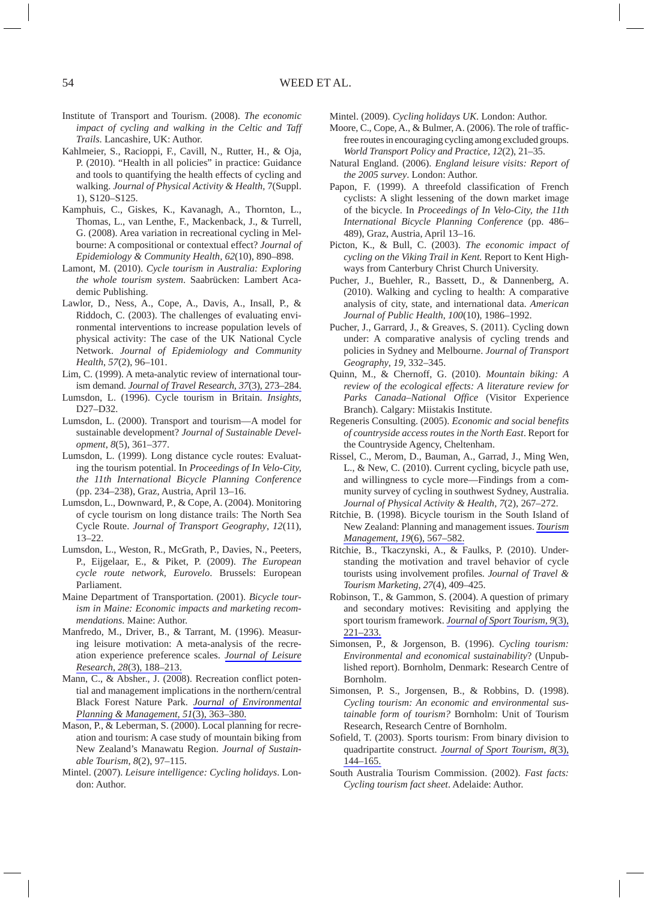Institute of Transport and Tourism. (2008). *The economic impact of cycling and walking in the Celtic and Taff Trails*. Lancashire, UK: Author.

Kahlmeier, S., Racioppi, F., Cavill, N., Rutter, H., & Oja, P. (2010). "Health in all policies" in practice: Guidance and tools to quantifying the health effects of cycling and walking. *Journal of Physical Activity & Health*, 7(Suppl. 1), S120–S125.

Kamphuis, C., Giskes, K., Kavanagh, A., Thornton, L., Thomas, L., van Lenthe, F., Mackenback, J., & Turrell, G. (2008). Area variation in recreational cycling in Melbourne: A compositional or contextual effect? *Journal of Epidemiology & Community Health*, *62*(10), 890–898.

Lamont, M. (2010). *Cycle tourism in Australia: Exploring the whole tourism system*. Saabrücken: Lambert Academic Publishing.

Lawlor, D., Ness, A., Cope, A., Davis, A., Insall, P., & Riddoch, C. (2003). The challenges of evaluating environmental interventions to increase population levels of physical activity: The case of the UK National Cycle Network. *Journal of Epidemiology and Community Health*, *57*(2), 96–101.

Lim, C. (1999). A meta-analytic review of international tourism demand. *Journal of Travel Research*, *37*(3), 273–284.

Lumsdon, L. (1996). Cycle tourism in Britain. *Insights*, D27–D32.

Lumsdon, L. (2000). Transport and tourism—A model for sustainable development? *Journal of Sustainable Development*, *8*(5), 361–377.

Lumsdon, L. (1999). Long distance cycle routes: Evaluating the tourism potential. In *Proceedings of In Velo-City, the 11th International Bicycle Planning Conference* (pp. 234–238), Graz, Austria, April 13–16.

Lumsdon, L., Downward, P., & Cope, A. (2004). Monitoring of cycle tourism on long distance trails: The North Sea Cycle Route. *Journal of Transport Geography*, *12*(11), 13–22.

Lumsdon, L., Weston, R., McGrath, P., Davies, N., Peeters, P., Eijgelaar, E., & Piket, P. (2009). *The European cycle route network, Eurovelo*. Brussels: European Parliament.

Maine Department of Transportation. (2001). *Bicycle tourism in Maine: Economic impacts and marketing recommendations*. Maine: Author.

Manfredo, M., Driver, B., & Tarrant, M. (1996). Measuring leisure motivation: A meta-analysis of the recreation experience preference scales. *Journal of Leisure Research*, *28*(3), 188–213.

Mann, C., & Absher., J. (2008). Recreation conflict potential and management implications in the northern/central Black Forest Nature Park. *Journal of Environmental Planning & Management*, *51*(3), 363–380.

Mason, P., & Leberman, S. (2000). Local planning for recreation and tourism: A case study of mountain biking from New Zealand's Manawatu Region. *Journal of Sustainable Tourism*, *8*(2), 97–115.

Mintel. (2007). *Leisure intelligence: Cycling holidays*. London: Author.

Mintel. (2009). *Cycling holidays UK*. London: Author.

Moore, C., Cope, A., & Bulmer, A. (2006). The role of traffic-free routes in encouraging cycling among excluded groups. *World Transport Policy and Practice*, *12*(2), 21–35.

Natural England. (2006). *England leisure visits: Report of the 2005 survey*. London: Author.

Papon, F. (1999). A threefold classification of French cyclists: A slight lessening of the down market image of the bicycle. In *Proceedings of In Velo-City, the 11th International Bicycle Planning Conference* (pp. 486–489), Graz, Austria, April 13–16.

Picton, K., & Bull, C. (2003). *The economic impact of cycling on the Viking Trail in Kent*. Report to Kent Highways from Canterbury Christ Church University.

Pucher, J., Buehler, R., Bassett, D., & Dannenberg, A. (2010). Walking and cycling to health: A comparative analysis of city, state, and international data. *American Journal of Public Health*, *100*(10), 1986–1992.

Pucher, J., Garrard, J., & Greaves, S. (2011). Cycling down under: A comparative analysis of cycling trends and policies in Sydney and Melbourne. *Journal of Transport Geography*, *19*, 332–345.

Quinn, M., & Chernoff, G. (2010). *Mountain biking: A review of the ecological effects: A literature review for Parks Canada–National Office* (Visitor Experience Branch). Calgary: Miistakis Institute.

Regeneris Consulting. (2005). *Economic and social benefits of countryside access routes in the North East*. Report for the Countryside Agency, Cheltenham.

Rissel, C., Merom, D., Bauman, A., Garrad, J., Ming Wen, L., & New, C. (2010). Current cycling, bicycle path use, and willingness to cycle more—Findings from a community survey of cycling in southwest Sydney, Australia. *Journal of Physical Activity & Health*, *7*(2), 267–272.

Ritchie, B. (1998). Bicycle tourism in the South Island of New Zealand: Planning and management issues. *Tourism Management*, *19*(6), 567–582.

Ritchie, B., Tkaczynski, A., & Faulks, P. (2010). Understanding the motivation and travel behavior of cycle tourists using involvement profiles. *Journal of Travel & Tourism Marketing*, *27*(4), 409–425.

Robinson, T., & Gammon, S. (2004). A question of primary and secondary motives: Revisiting and applying the sport tourism framework. *Journal of Sport Tourism*, *9*(3), 221–233.

Simonsen, P., & Jorgenson, B. (1996). *Cycling tourism: Environmental and economical sustainability*? (Unpublished report). Bornholm, Denmark: Research Centre of Bornholm.

Simonsen, P. S., Jorgensen, B., & Robbins, D. (1998). *Cycling tourism: An economic and environmental sustainable form of tourism?* Bornholm: Unit of Tourism Research, Research Centre of Bornholm.

Sofield, T. (2003). Sports tourism: From binary division to quadripartite construct. *Journal of Sport Tourism*, *8*(3), 144–165.

South Australia Tourism Commission. (2002). *Fast facts: Cycling tourism fact sheet*. Adelaide: Author.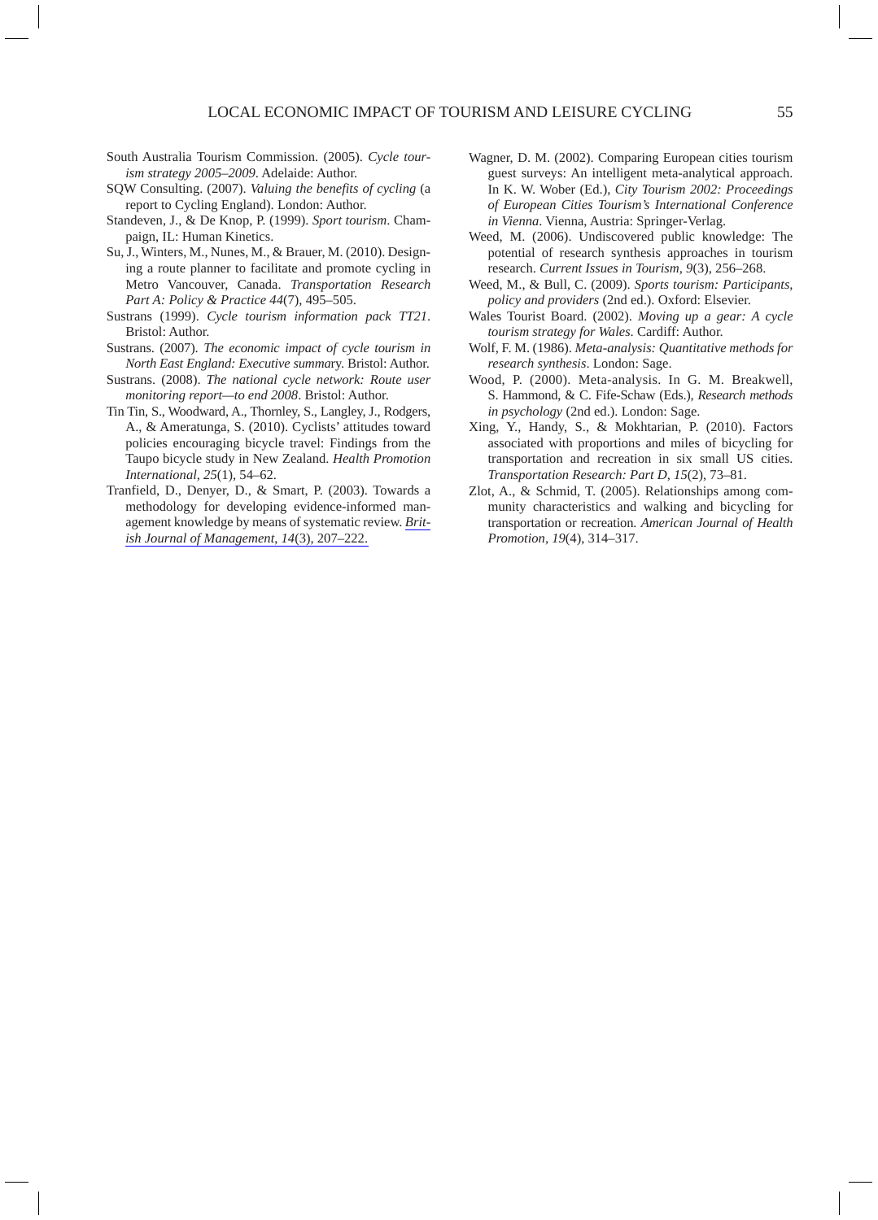South Australia Tourism Commission. (2005). *Cycle tourism strategy 2005–2009*. Adelaide: Author.

SQW Consulting. (2007). *Valuing the benefits of cycling* (a report to Cycling England). London: Author.

Standeven, J., & De Knop, P. (1999). *Sport tourism*. Champaign, IL: Human Kinetics.

Su, J., Winters, M., Nunes, M., & Brauer, M. (2010). Designing a route planner to facilitate and promote cycling in Metro Vancouver, Canada. *Transportation Research Part A: Policy & Practice 44*(7), 495–505.

Sustrans (1999). *Cycle tourism information pack TT21*. Bristol: Author.

Sustrans. (2007). *The economic impact of cycle tourism in North East England: Executive summary*. Bristol: Author.

Sustrans. (2008). *The national cycle network: Route user monitoring report—to end 2008*. Bristol: Author.

Tin Tin, S., Woodward, A., Thornley, S., Langley, J., Rodgers, A., & Ameratunga, S. (2010). Cyclists' attitudes toward policies encouraging bicycle travel: Findings from the Taupo bicycle study in New Zealand. *Health Promotion International, 25*(1), 54–62.

Tranfield, D., Denyer, D., & Smart, P. (2003). Towards a methodology for developing evidence-informed management knowledge by means of systematic review. *British Journal of Management, 14*(3), 207–222.

Wagner, D. M. (2002). Comparing European cities tourism guest surveys: An intelligent meta-analytical approach. In K. W. Wober (Ed.), *City Tourism 2002: Proceedings of European Cities Tourism's International Conference in Vienna*. Vienna, Austria: Springer-Verlag.

Weed, M. (2006). Undiscovered public knowledge: The potential of research synthesis approaches in tourism research. *Current Issues in Tourism, 9*(3), 256–268.

Weed, M., & Bull, C. (2009). *Sports tourism: Participants, policy and providers* (2nd ed.). Oxford: Elsevier.

Wales Tourist Board. (2002). *Moving up a gear: A cycle tourism strategy for Wales*. Cardiff: Author.

Wolf, F. M. (1986). *Meta-analysis: Quantitative methods for research synthesis*. London: Sage.

Wood, P. (2000). Meta-analysis. In G. M. Breakwell, S. Hammond, & C. Fife-Schaw (Eds.), *Research methods in psychology* (2nd ed.). London: Sage.

Xing, Y., Handy, S., & Mokhtarian, P. (2010). Factors associated with proportions and miles of bicycling for transportation and recreation in six small US cities. *Transportation Research: Part D, 15*(2), 73–81.

Zlot, A., & Schmid, T. (2005). Relationships among community characteristics and walking and bicycling for transportation or recreation. *American Journal of Health Promotion, 19*(4), 314–317.